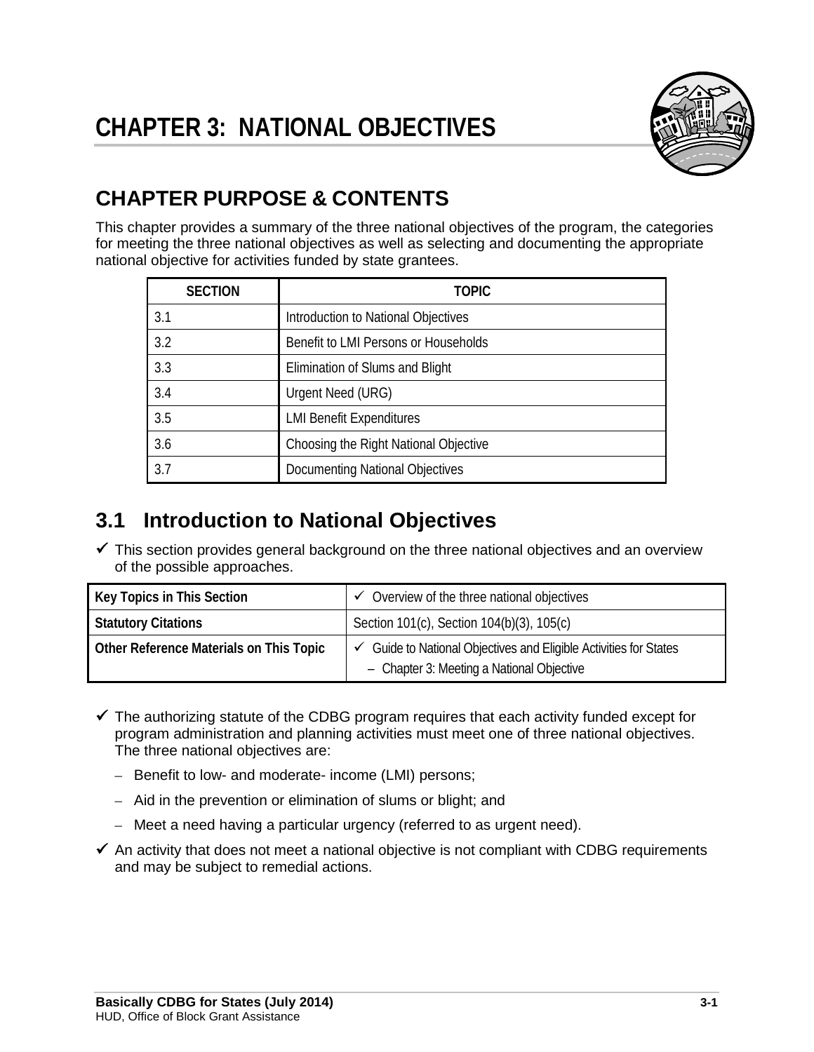# CHAPTER 3: NATIONAL OBJECTIVES

## CHAPTER PURPOSE & CONTENTS

This chapter provides a summary of the three national objectives of the program, the categories for meeting the three national objectives as well as selecting and documenting the appropriate national objective for activities funded by state grantees.

| SECTION | TOPIC |
|---|---|
| 3.1 | Introduction to National Objectives |
| 3.2 | Benefit to LMI Persons or Households |
| 3.3 | Elimination of Slums and Blight |
| 3.4 | Urgent Need (URG) |
| 3.5 | LMI Benefit Expenditures |
| 3.6 | Choosing the Right National Objective |
| 3.7 | Documenting National Objectives |

## 3.1 Introduction to National Objectives

- ✓ This section provides general background on the three national objectives and an overview of the possible approaches.

| Key Topics in This Section | ✓ Overview of the three national objectives |
|---|---|
| **Statutory Citations** | Section 101(c), Section 104(b)(3), 105(c) |
| **Other Reference Materials on This Topic** | ✓ Guide to National Objectives and Eligible Activities for States<br>– Chapter 3: Meeting a National Objective |

- ✓ The authorizing statute of the CDBG program requires that each activity funded except for program administration and planning activities must meet one of three national objectives. The three national objectives are:
  - Benefit to low- and moderate- income (LMI) persons;
  - Aid in the prevention or elimination of slums or blight; and
  - Meet a need having a particular urgency (referred to as urgent need).
- ✓ An activity that does not meet a national objective is not compliant with CDBG requirements and may be subject to remedial actions.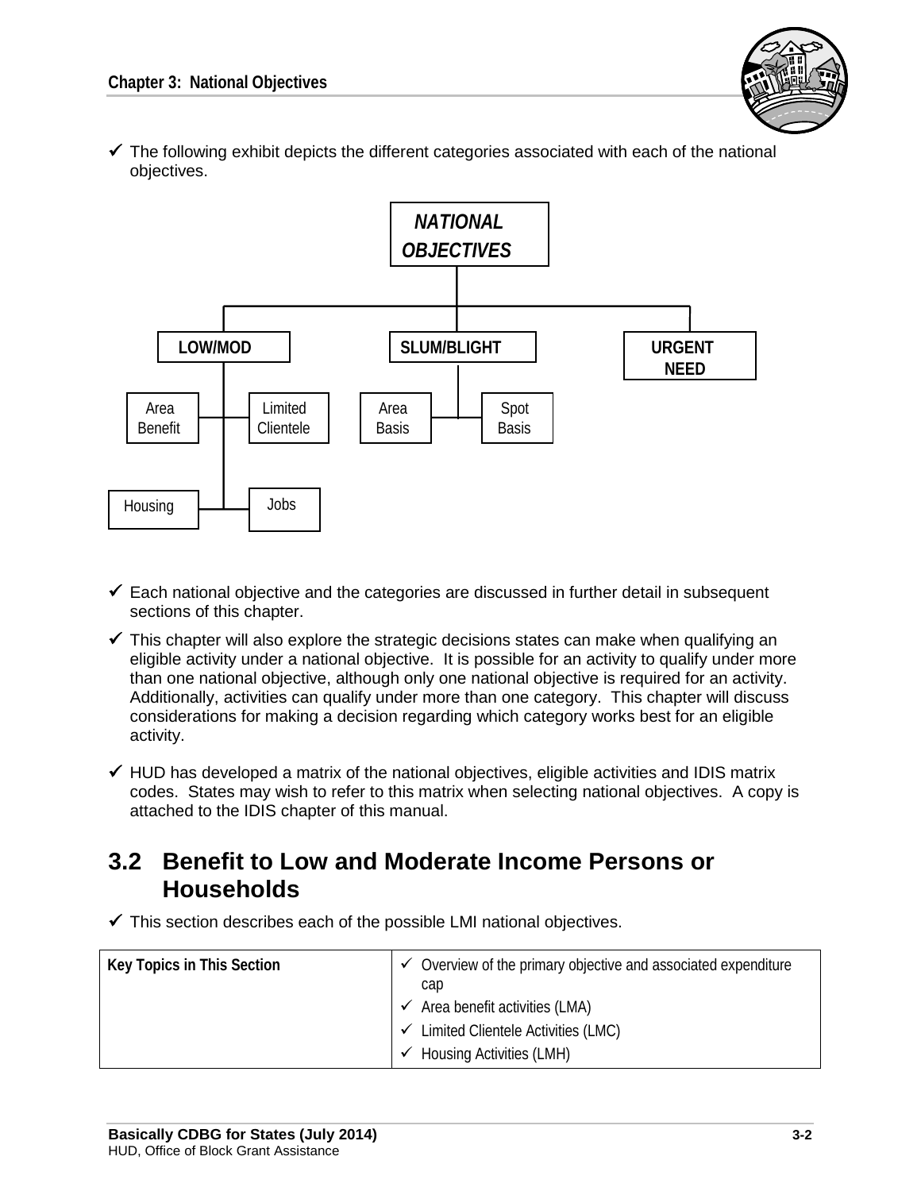- ✓ The following exhibit depicts the different categories associated with each of the national objectives.

NATIONAL OBJECTIVES

- LOW/MOD
  - Area Benefit
  - Limited Clientele
  - Housing
  - Jobs
- SLUM/BLIGHT
  - Area Basis
  - Spot Basis
- URGENT NEED

- ✓ Each national objective and the categories are discussed in further detail in subsequent sections of this chapter.
- ✓ This chapter will also explore the strategic decisions states can make when qualifying an eligible activity under a national objective. It is possible for an activity to qualify under more than one national objective, although only one national objective is required for an activity. Additionally, activities can qualify under more than one category. This chapter will discuss considerations for making a decision regarding which category works best for an eligible activity.
- ✓ HUD has developed a matrix of the national objectives, eligible activities and IDIS matrix codes. States may wish to refer to this matrix when selecting national objectives. A copy is attached to the IDIS chapter of this manual.

## 3.2 Benefit to Low and Moderate Income Persons or Households

- ✓ This section describes each of the possible LMI national objectives.

| Key Topics in This Section | |
|---|---|
| | ✓ Overview of the primary objective and associated expenditure cap<br>✓ Area benefit activities (LMA)<br>✓ Limited Clientele Activities (LMC)<br>✓ Housing Activities (LMH) |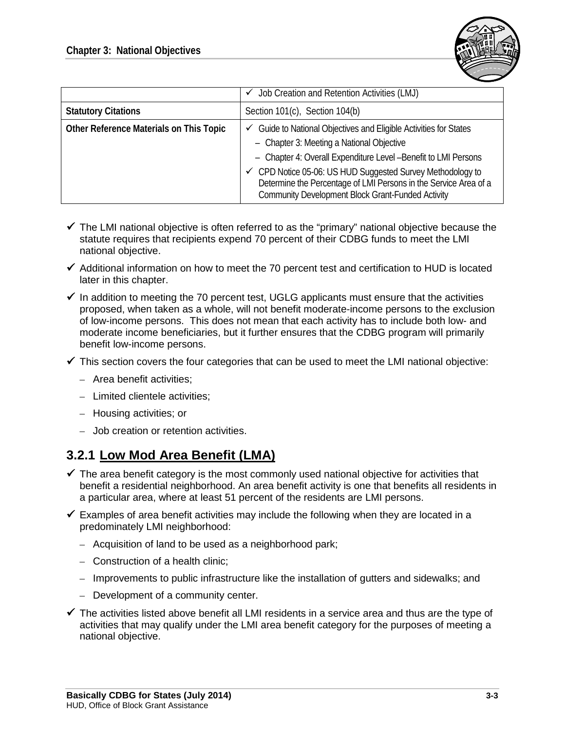| | ✓ Job Creation and Retention Activities (LMJ) |
|---|---|
| **Statutory Citations** | Section 101(c), Section 104(b) |
| **Other Reference Materials on This Topic** | ✓ Guide to National Objectives and Eligible Activities for States<br>– Chapter 3: Meeting a National Objective<br>– Chapter 4: Overall Expenditure Level –Benefit to LMI Persons<br>✓ CPD Notice 05-06: US HUD Suggested Survey Methodology to Determine the Percentage of LMI Persons in the Service Area of a Community Development Block Grant-Funded Activity |

- ✓ The LMI national objective is often referred to as the "primary" national objective because the statute requires that recipients expend 70 percent of their CDBG funds to meet the LMI national objective.
- ✓ Additional information on how to meet the 70 percent test and certification to HUD is located later in this chapter.
- ✓ In addition to meeting the 70 percent test, UGLG applicants must ensure that the activities proposed, when taken as a whole, will not benefit moderate-income persons to the exclusion of low-income persons. This does not mean that each activity has to include both low- and moderate income beneficiaries, but it further ensures that the CDBG program will primarily benefit low-income persons.
- ✓ This section covers the four categories that can be used to meet the LMI national objective:
  - Area benefit activities;
  - Limited clientele activities;
  - Housing activities; or
  - Job creation or retention activities.

## 3.2.1 Low Mod Area Benefit (LMA)

- ✓ The area benefit category is the most commonly used national objective for activities that benefit a residential neighborhood. An area benefit activity is one that benefits all residents in a particular area, where at least 51 percent of the residents are LMI persons.
- ✓ Examples of area benefit activities may include the following when they are located in a predominately LMI neighborhood:
  - Acquisition of land to be used as a neighborhood park;
  - Construction of a health clinic;
  - Improvements to public infrastructure like the installation of gutters and sidewalks; and
  - Development of a community center.
- ✓ The activities listed above benefit all LMI residents in a service area and thus are the type of activities that may qualify under the LMI area benefit category for the purposes of meeting a national objective.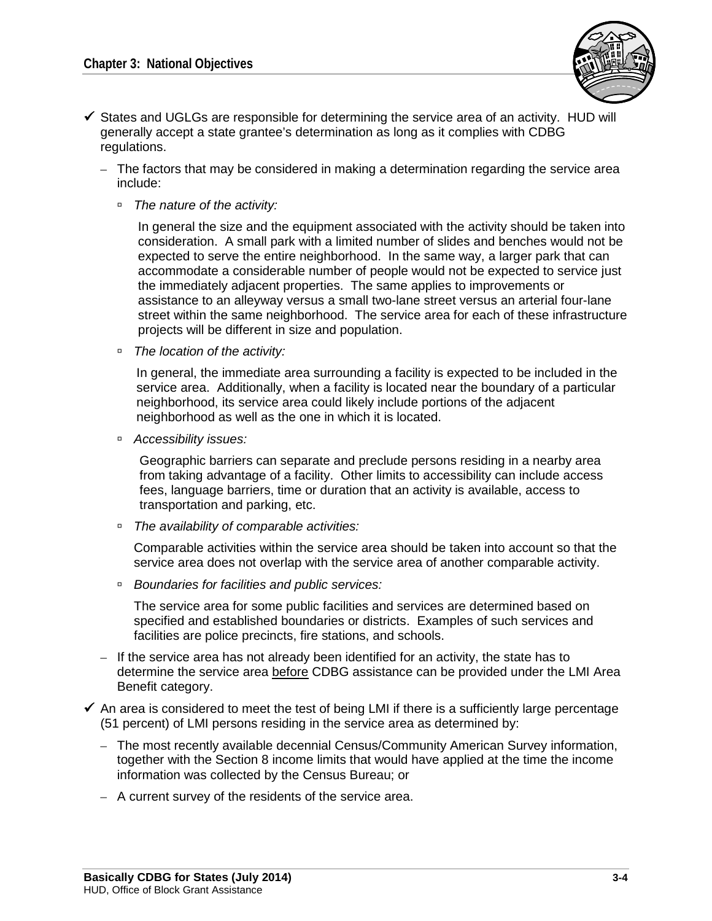- ✓ States and UGLGs are responsible for determining the service area of an activity. HUD will generally accept a state grantee's determination as long as it complies with CDBG regulations.
  - The factors that may be considered in making a determination regarding the service area include:
    - *The nature of the activity:*

      In general the size and the equipment associated with the activity should be taken into consideration. A small park with a limited number of slides and benches would not be expected to serve the entire neighborhood. In the same way, a larger park that can accommodate a considerable number of people would not be expected to service just the immediately adjacent properties. The same applies to improvements or assistance to an alleyway versus a small two-lane street versus an arterial four-lane street within the same neighborhood. The service area for each of these infrastructure projects will be different in size and population.
    - *The location of the activity:*

      In general, the immediate area surrounding a facility is expected to be included in the service area. Additionally, when a facility is located near the boundary of a particular neighborhood, its service area could likely include portions of the adjacent neighborhood as well as the one in which it is located.
    - *Accessibility issues:*

      Geographic barriers can separate and preclude persons residing in a nearby area from taking advantage of a facility. Other limits to accessibility can include access fees, language barriers, time or duration that an activity is available, access to transportation and parking, etc.
    - *The availability of comparable activities:*

      Comparable activities within the service area should be taken into account so that the service area does not overlap with the service area of another comparable activity.
    - *Boundaries for facilities and public services:*

      The service area for some public facilities and services are determined based on specified and established boundaries or districts. Examples of such services and facilities are police precincts, fire stations, and schools.
  - If the service area has not already been identified for an activity, the state has to determine the service area <u>before</u> CDBG assistance can be provided under the LMI Area Benefit category.
- ✓ An area is considered to meet the test of being LMI if there is a sufficiently large percentage (51 percent) of LMI persons residing in the service area as determined by:
  - The most recently available decennial Census/Community American Survey information, together with the Section 8 income limits that would have applied at the time the income information was collected by the Census Bureau; or
  - A current survey of the residents of the service area.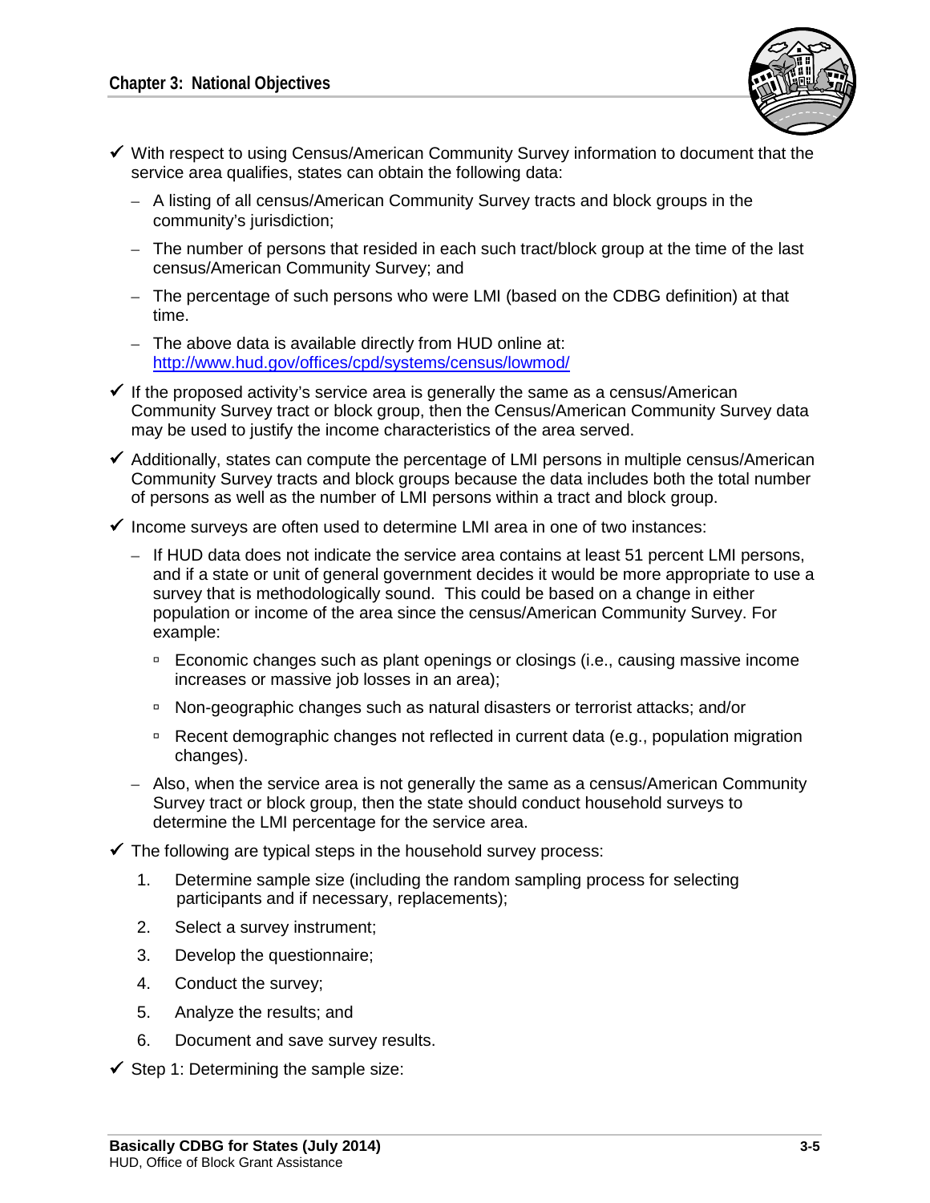- ✓ With respect to using Census/American Community Survey information to document that the service area qualifies, states can obtain the following data:
  - A listing of all census/American Community Survey tracts and block groups in the community's jurisdiction;
  - The number of persons that resided in each such tract/block group at the time of the last census/American Community Survey; and
  - The percentage of such persons who were LMI (based on the CDBG definition) at that time.
  - The above data is available directly from HUD online at: [http://www.hud.gov/offices/cpd/systems/census/lowmod/](http://www.hud.gov/offices/cpd/systems/census/lowmod/)
- ✓ If the proposed activity's service area is generally the same as a census/American Community Survey tract or block group, then the Census/American Community Survey data may be used to justify the income characteristics of the area served.
- ✓ Additionally, states can compute the percentage of LMI persons in multiple census/American Community Survey tracts and block groups because the data includes both the total number of persons as well as the number of LMI persons within a tract and block group.
- ✓ Income surveys are often used to determine LMI area in one of two instances:
  - If HUD data does not indicate the service area contains at least 51 percent LMI persons, and if a state or unit of general government decides it would be more appropriate to use a survey that is methodologically sound. This could be based on a change in either population or income of the area since the census/American Community Survey. For example:
    - Economic changes such as plant openings or closings (i.e., causing massive income increases or massive job losses in an area);
    - Non-geographic changes such as natural disasters or terrorist attacks; and/or
    - Recent demographic changes not reflected in current data (e.g., population migration changes).
  - Also, when the service area is not generally the same as a census/American Community Survey tract or block group, then the state should conduct household surveys to determine the LMI percentage for the service area.
- ✓ The following are typical steps in the household survey process:
  1. Determine sample size (including the random sampling process for selecting participants and if necessary, replacements);
  2. Select a survey instrument;
  3. Develop the questionnaire;
  4. Conduct the survey;
  5. Analyze the results; and
  6. Document and save survey results.
- ✓ Step 1: Determining the sample size: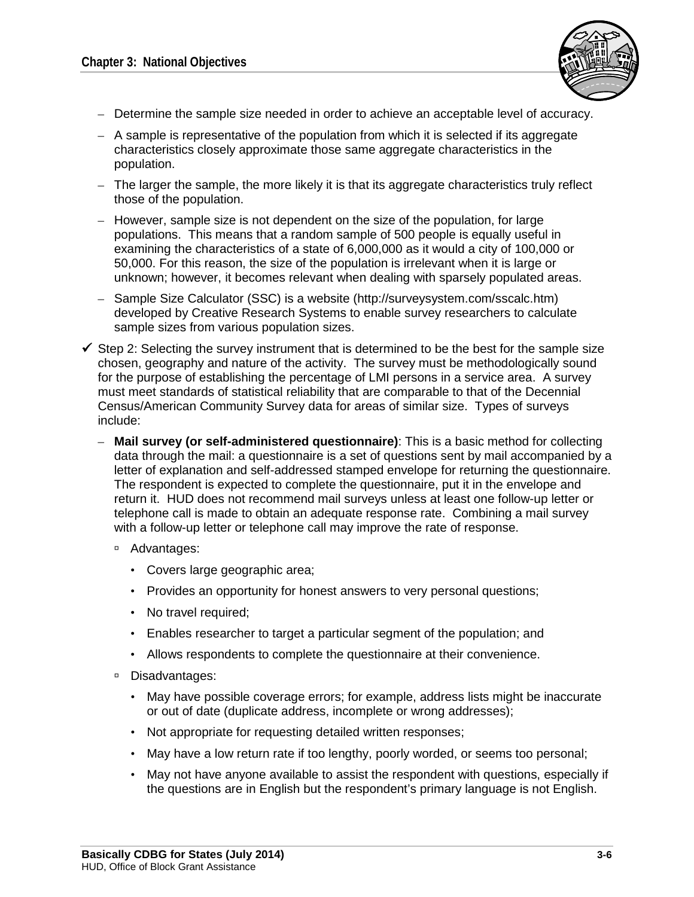- Determine the sample size needed in order to achieve an acceptable level of accuracy.
- A sample is representative of the population from which it is selected if its aggregate characteristics closely approximate those same aggregate characteristics in the population.
- The larger the sample, the more likely it is that its aggregate characteristics truly reflect those of the population.
- However, sample size is not dependent on the size of the population, for large populations. This means that a random sample of 500 people is equally useful in examining the characteristics of a state of 6,000,000 as it would a city of 100,000 or 50,000. For this reason, the size of the population is irrelevant when it is large or unknown; however, it becomes relevant when dealing with sparsely populated areas.
- Sample Size Calculator (SSC) is a website (http://surveysystem.com/sscalc.htm) developed by Creative Research Systems to enable survey researchers to calculate sample sizes from various population sizes.

✓ Step 2: Selecting the survey instrument that is determined to be the best for the sample size chosen, geography and nature of the activity. The survey must be methodologically sound for the purpose of establishing the percentage of LMI persons in a service area. A survey must meet standards of statistical reliability that are comparable to that of the Decennial Census/American Community Survey data for areas of similar size. Types of surveys include:

- **Mail survey (or self-administered questionnaire)**: This is a basic method for collecting data through the mail: a questionnaire is a set of questions sent by mail accompanied by a letter of explanation and self-addressed stamped envelope for returning the questionnaire. The respondent is expected to complete the questionnaire, put it in the envelope and return it. HUD does not recommend mail surveys unless at least one follow-up letter or telephone call is made to obtain an adequate response rate. Combining a mail survey with a follow-up letter or telephone call may improve the rate of response.
  - Advantages:
    - Covers large geographic area;
    - Provides an opportunity for honest answers to very personal questions;
    - No travel required;
    - Enables researcher to target a particular segment of the population; and
    - Allows respondents to complete the questionnaire at their convenience.
  - Disadvantages:
    - May have possible coverage errors; for example, address lists might be inaccurate or out of date (duplicate address, incomplete or wrong addresses);
    - Not appropriate for requesting detailed written responses;
    - May have a low return rate if too lengthy, poorly worded, or seems too personal;
    - May not have anyone available to assist the respondent with questions, especially if the questions are in English but the respondent's primary language is not English.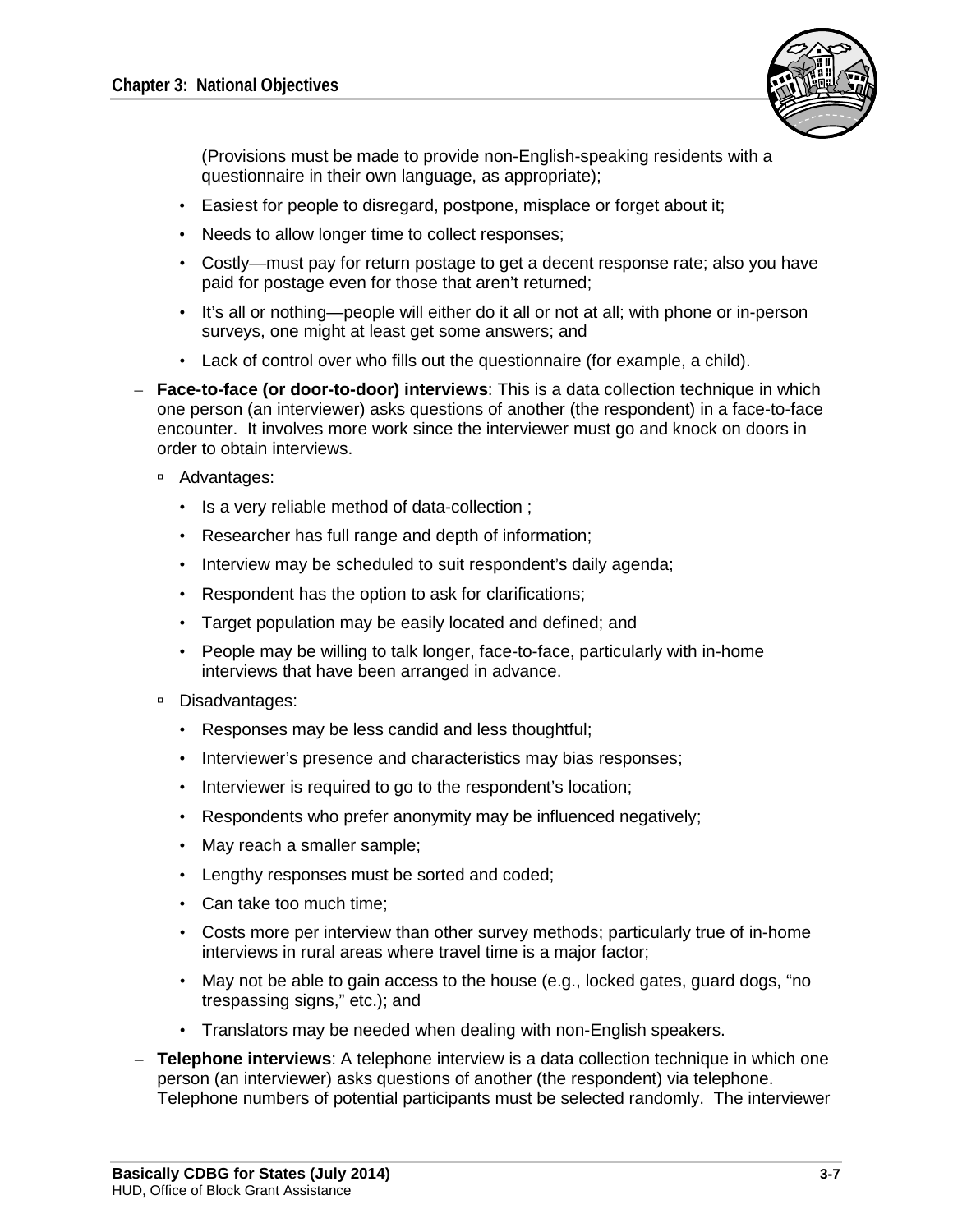(Provisions must be made to provide non-English-speaking residents with a questionnaire in their own language, as appropriate);

- Easiest for people to disregard, postpone, misplace or forget about it;
- Needs to allow longer time to collect responses;
- Costly—must pay for return postage to get a decent response rate; also you have paid for postage even for those that aren't returned;
- It's all or nothing—people will either do it all or not at all; with phone or in-person surveys, one might at least get some answers; and
- Lack of control over who fills out the questionnaire (for example, a child).

– **Face-to-face (or door-to-door) interviews**: This is a data collection technique in which one person (an interviewer) asks questions of another (the respondent) in a face-to-face encounter. It involves more work since the interviewer must go and knock on doors in order to obtain interviews.

  - Advantages:
    - Is a very reliable method of data-collection ;
    - Researcher has full range and depth of information;
    - Interview may be scheduled to suit respondent's daily agenda;
    - Respondent has the option to ask for clarifications;
    - Target population may be easily located and defined; and
    - People may be willing to talk longer, face-to-face, particularly with in-home interviews that have been arranged in advance.
  - Disadvantages:
    - Responses may be less candid and less thoughtful;
    - Interviewer's presence and characteristics may bias responses;
    - Interviewer is required to go to the respondent's location;
    - Respondents who prefer anonymity may be influenced negatively;
    - May reach a smaller sample;
    - Lengthy responses must be sorted and coded;
    - Can take too much time;
    - Costs more per interview than other survey methods; particularly true of in-home interviews in rural areas where travel time is a major factor;
    - May not be able to gain access to the house (e.g., locked gates, guard dogs, "no trespassing signs," etc.); and
    - Translators may be needed when dealing with non-English speakers.

– **Telephone interviews**: A telephone interview is a data collection technique in which one person (an interviewer) asks questions of another (the respondent) via telephone. Telephone numbers of potential participants must be selected randomly. The interviewer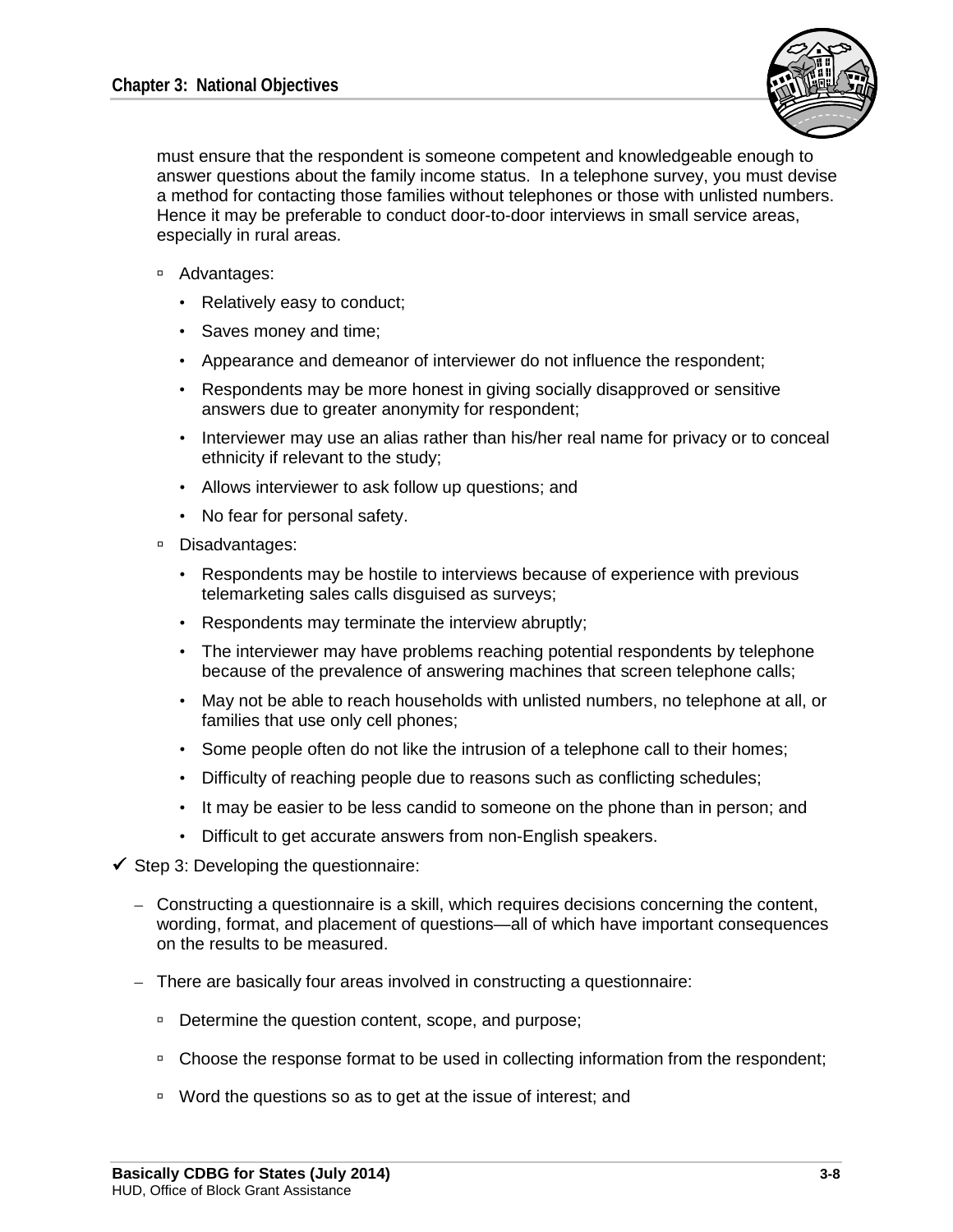must ensure that the respondent is someone competent and knowledgeable enough to answer questions about the family income status. In a telephone survey, you must devise a method for contacting those families without telephones or those with unlisted numbers. Hence it may be preferable to conduct door-to-door interviews in small service areas, especially in rural areas.

- Advantages:
  - Relatively easy to conduct;
  - Saves money and time;
  - Appearance and demeanor of interviewer do not influence the respondent;
  - Respondents may be more honest in giving socially disapproved or sensitive answers due to greater anonymity for respondent;
  - Interviewer may use an alias rather than his/her real name for privacy or to conceal ethnicity if relevant to the study;
  - Allows interviewer to ask follow up questions; and
  - No fear for personal safety.
- Disadvantages:
  - Respondents may be hostile to interviews because of experience with previous telemarketing sales calls disguised as surveys;
  - Respondents may terminate the interview abruptly;
  - The interviewer may have problems reaching potential respondents by telephone because of the prevalence of answering machines that screen telephone calls;
  - May not be able to reach households with unlisted numbers, no telephone at all, or families that use only cell phones;
  - Some people often do not like the intrusion of a telephone call to their homes;
  - Difficulty of reaching people due to reasons such as conflicting schedules;
  - It may be easier to be less candid to someone on the phone than in person; and
  - Difficult to get accurate answers from non-English speakers.

✓ Step 3: Developing the questionnaire:

- Constructing a questionnaire is a skill, which requires decisions concerning the content, wording, format, and placement of questions—all of which have important consequences on the results to be measured.
- There are basically four areas involved in constructing a questionnaire:
  - Determine the question content, scope, and purpose;
  - Choose the response format to be used in collecting information from the respondent;
  - Word the questions so as to get at the issue of interest; and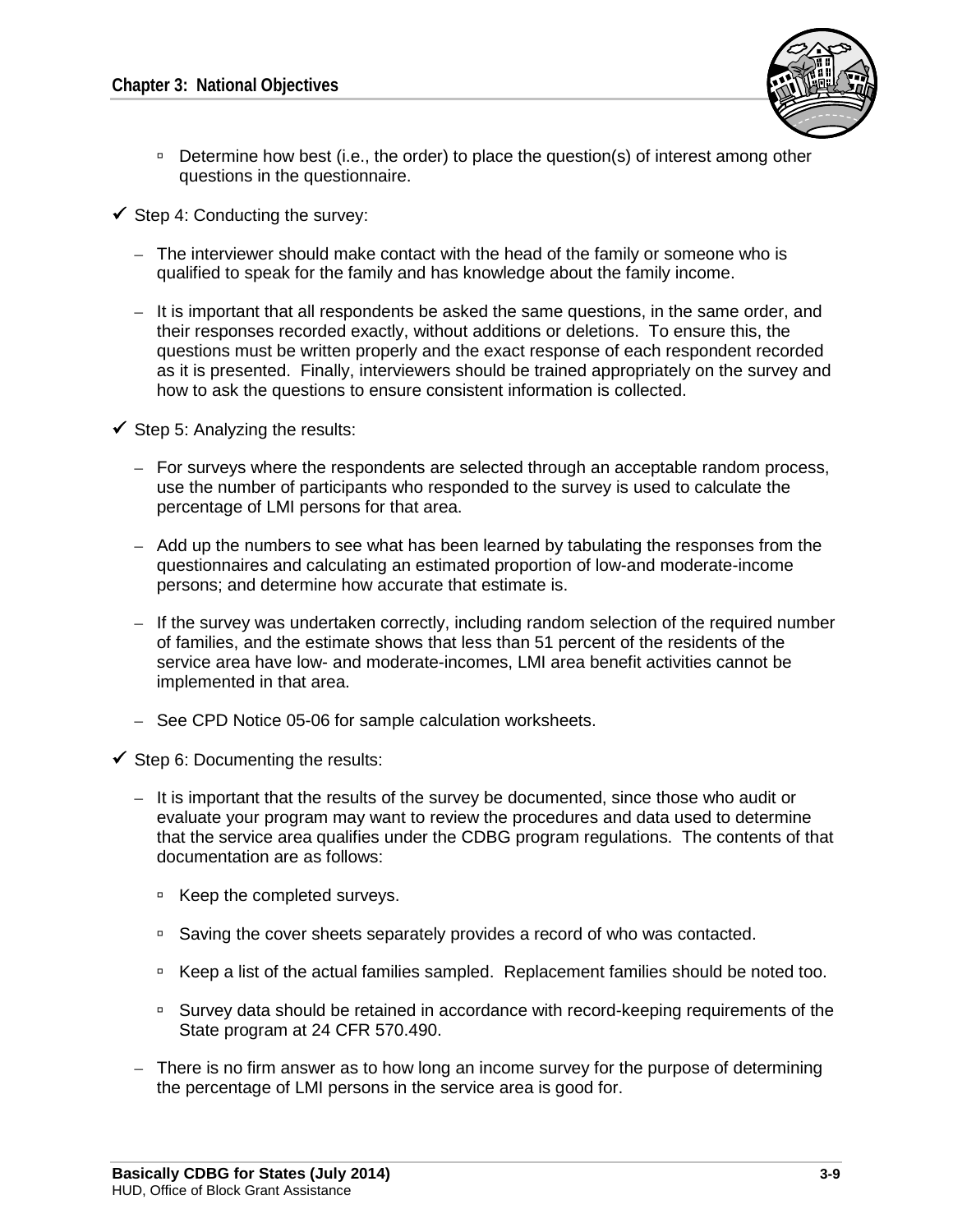- Determine how best (i.e., the order) to place the question(s) of interest among other questions in the questionnaire.

✓ Step 4: Conducting the survey:

- The interviewer should make contact with the head of the family or someone who is qualified to speak for the family and has knowledge about the family income.
- It is important that all respondents be asked the same questions, in the same order, and their responses recorded exactly, without additions or deletions. To ensure this, the questions must be written properly and the exact response of each respondent recorded as it is presented. Finally, interviewers should be trained appropriately on the survey and how to ask the questions to ensure consistent information is collected.

✓ Step 5: Analyzing the results:

- For surveys where the respondents are selected through an acceptable random process, use the number of participants who responded to the survey is used to calculate the percentage of LMI persons for that area.
- Add up the numbers to see what has been learned by tabulating the responses from the questionnaires and calculating an estimated proportion of low-and moderate-income persons; and determine how accurate that estimate is.
- If the survey was undertaken correctly, including random selection of the required number of families, and the estimate shows that less than 51 percent of the residents of the service area have low- and moderate-incomes, LMI area benefit activities cannot be implemented in that area.
- See CPD Notice 05-06 for sample calculation worksheets.

✓ Step 6: Documenting the results:

- It is important that the results of the survey be documented, since those who audit or evaluate your program may want to review the procedures and data used to determine that the service area qualifies under the CDBG program regulations. The contents of that documentation are as follows:
  - Keep the completed surveys.
  - Saving the cover sheets separately provides a record of who was contacted.
  - Keep a list of the actual families sampled. Replacement families should be noted too.
  - Survey data should be retained in accordance with record-keeping requirements of the State program at 24 CFR 570.490.
- There is no firm answer as to how long an income survey for the purpose of determining the percentage of LMI persons in the service area is good for.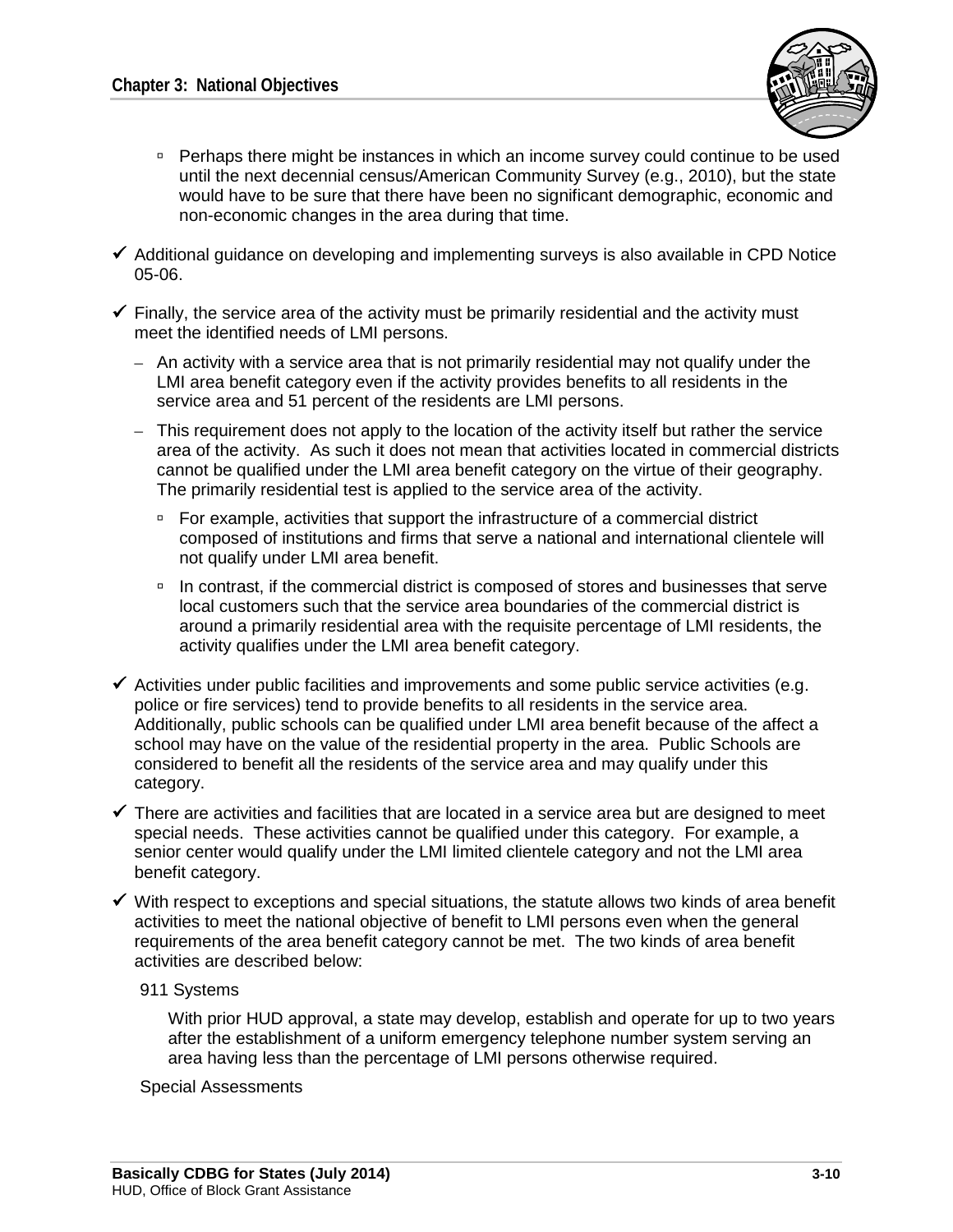- Perhaps there might be instances in which an income survey could continue to be used until the next decennial census/American Community Survey (e.g., 2010), but the state would have to be sure that there have been no significant demographic, economic and non-economic changes in the area during that time.

- ✓ Additional guidance on developing and implementing surveys is also available in CPD Notice 05-06.

- ✓ Finally, the service area of the activity must be primarily residential and the activity must meet the identified needs of LMI persons.
  - An activity with a service area that is not primarily residential may not qualify under the LMI area benefit category even if the activity provides benefits to all residents in the service area and 51 percent of the residents are LMI persons.
  - This requirement does not apply to the location of the activity itself but rather the service area of the activity. As such it does not mean that activities located in commercial districts cannot be qualified under the LMI area benefit category on the virtue of their geography. The primarily residential test is applied to the service area of the activity.
    - For example, activities that support the infrastructure of a commercial district composed of institutions and firms that serve a national and international clientele will not qualify under LMI area benefit.
    - In contrast, if the commercial district is composed of stores and businesses that serve local customers such that the service area boundaries of the commercial district is around a primarily residential area with the requisite percentage of LMI residents, the activity qualifies under the LMI area benefit category.

- ✓ Activities under public facilities and improvements and some public service activities (e.g. police or fire services) tend to provide benefits to all residents in the service area. Additionally, public schools can be qualified under LMI area benefit because of the affect a school may have on the value of the residential property in the area. Public Schools are considered to benefit all the residents of the service area and may qualify under this category.

- ✓ There are activities and facilities that are located in a service area but are designed to meet special needs. These activities cannot be qualified under this category. For example, a senior center would qualify under the LMI limited clientele category and not the LMI area benefit category.

- ✓ With respect to exceptions and special situations, the statute allows two kinds of area benefit activities to meet the national objective of benefit to LMI persons even when the general requirements of the area benefit category cannot be met. The two kinds of area benefit activities are described below:

  911 Systems

  With prior HUD approval, a state may develop, establish and operate for up to two years after the establishment of a uniform emergency telephone number system serving an area having less than the percentage of LMI persons otherwise required.

  Special Assessments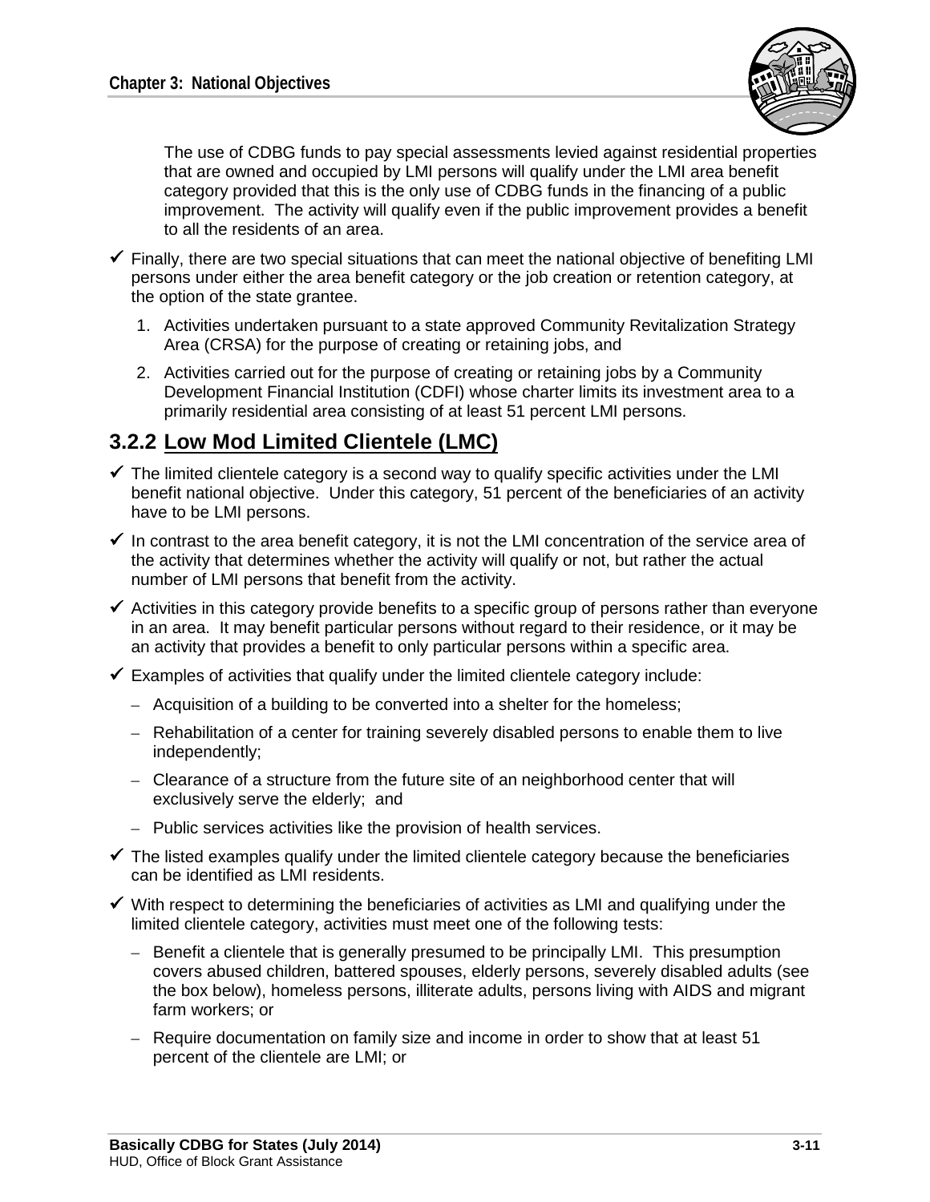The use of CDBG funds to pay special assessments levied against residential properties that are owned and occupied by LMI persons will qualify under the LMI area benefit category provided that this is the only use of CDBG funds in the financing of a public improvement. The activity will qualify even if the public improvement provides a benefit to all the residents of an area.

- ✓ Finally, there are two special situations that can meet the national objective of benefiting LMI persons under either the area benefit category or the job creation or retention category, at the option of the state grantee.
  1. Activities undertaken pursuant to a state approved Community Revitalization Strategy Area (CRSA) for the purpose of creating or retaining jobs, and
  2. Activities carried out for the purpose of creating or retaining jobs by a Community Development Financial Institution (CDFI) whose charter limits its investment area to a primarily residential area consisting of at least 51 percent LMI persons.

## 3.2.2 Low Mod Limited Clientele (LMC)

- ✓ The limited clientele category is a second way to qualify specific activities under the LMI benefit national objective. Under this category, 51 percent of the beneficiaries of an activity have to be LMI persons.
- ✓ In contrast to the area benefit category, it is not the LMI concentration of the service area of the activity that determines whether the activity will qualify or not, but rather the actual number of LMI persons that benefit from the activity.
- ✓ Activities in this category provide benefits to a specific group of persons rather than everyone in an area. It may benefit particular persons without regard to their residence, or it may be an activity that provides a benefit to only particular persons within a specific area.
- ✓ Examples of activities that qualify under the limited clientele category include:
  - Acquisition of a building to be converted into a shelter for the homeless;
  - Rehabilitation of a center for training severely disabled persons to enable them to live independently;
  - Clearance of a structure from the future site of an neighborhood center that will exclusively serve the elderly; and
  - Public services activities like the provision of health services.
- ✓ The listed examples qualify under the limited clientele category because the beneficiaries can be identified as LMI residents.
- ✓ With respect to determining the beneficiaries of activities as LMI and qualifying under the limited clientele category, activities must meet one of the following tests:
  - Benefit a clientele that is generally presumed to be principally LMI. This presumption covers abused children, battered spouses, elderly persons, severely disabled adults (see the box below), homeless persons, illiterate adults, persons living with AIDS and migrant farm workers; or
  - Require documentation on family size and income in order to show that at least 51 percent of the clientele are LMI; or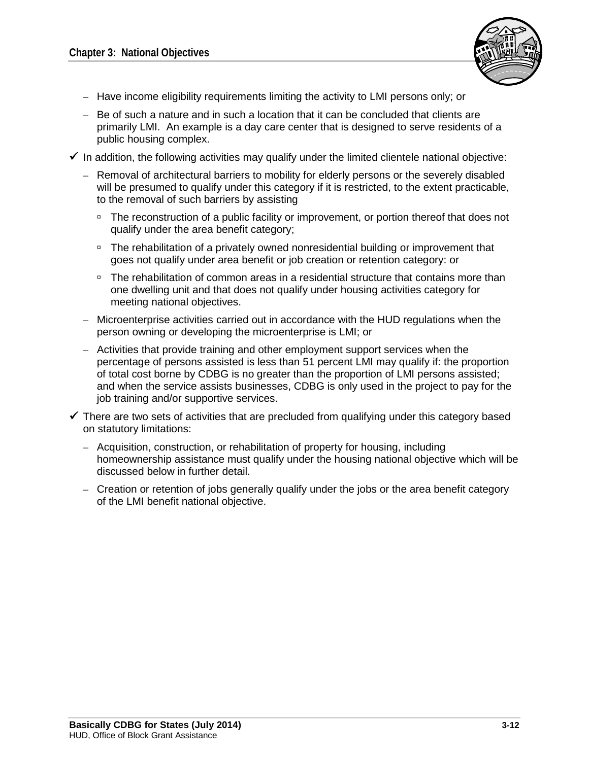- Have income eligibility requirements limiting the activity to LMI persons only; or
  - Be of such a nature and in such a location that it can be concluded that clients are primarily LMI. An example is a day care center that is designed to serve residents of a public housing complex.

- ✓ In addition, the following activities may qualify under the limited clientele national objective:
  - Removal of architectural barriers to mobility for elderly persons or the severely disabled will be presumed to qualify under this category if it is restricted, to the extent practicable, to the removal of such barriers by assisting
    - The reconstruction of a public facility or improvement, or portion thereof that does not qualify under the area benefit category;
    - The rehabilitation of a privately owned nonresidential building or improvement that goes not qualify under area benefit or job creation or retention category: or
    - The rehabilitation of common areas in a residential structure that contains more than one dwelling unit and that does not qualify under housing activities category for meeting national objectives.
  - Microenterprise activities carried out in accordance with the HUD regulations when the person owning or developing the microenterprise is LMI; or
  - Activities that provide training and other employment support services when the percentage of persons assisted is less than 51 percent LMI may qualify if: the proportion of total cost borne by CDBG is no greater than the proportion of LMI persons assisted; and when the service assists businesses, CDBG is only used in the project to pay for the job training and/or supportive services.

- ✓ There are two sets of activities that are precluded from qualifying under this category based on statutory limitations:
  - Acquisition, construction, or rehabilitation of property for housing, including homeownership assistance must qualify under the housing national objective which will be discussed below in further detail.
  - Creation or retention of jobs generally qualify under the jobs or the area benefit category of the LMI benefit national objective.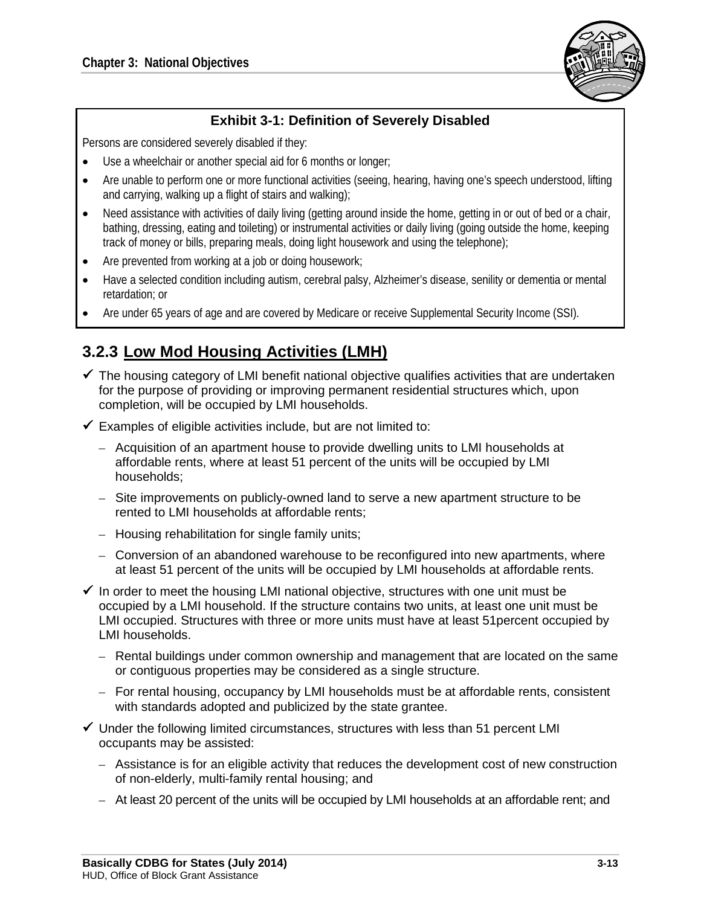**Exhibit 3-1: Definition of Severely Disabled**

Persons are considered severely disabled if they:

- Use a wheelchair or another special aid for 6 months or longer;
- Are unable to perform one or more functional activities (seeing, hearing, having one's speech understood, lifting and carrying, walking up a flight of stairs and walking);
- Need assistance with activities of daily living (getting around inside the home, getting in or out of bed or a chair, bathing, dressing, eating and toileting) or instrumental activities or daily living (going outside the home, keeping track of money or bills, preparing meals, doing light housework and using the telephone);
- Are prevented from working at a job or doing housework;
- Have a selected condition including autism, cerebral palsy, Alzheimer's disease, senility or dementia or mental retardation; or
- Are under 65 years of age and are covered by Medicare or receive Supplemental Security Income (SSI).

### 3.2.3 Low Mod Housing Activities (LMH)

- ✓ The housing category of LMI benefit national objective qualifies activities that are undertaken for the purpose of providing or improving permanent residential structures which, upon completion, will be occupied by LMI households.
- ✓ Examples of eligible activities include, but are not limited to:
  - Acquisition of an apartment house to provide dwelling units to LMI households at affordable rents, where at least 51 percent of the units will be occupied by LMI households;
  - Site improvements on publicly-owned land to serve a new apartment structure to be rented to LMI households at affordable rents;
  - Housing rehabilitation for single family units;
  - Conversion of an abandoned warehouse to be reconfigured into new apartments, where at least 51 percent of the units will be occupied by LMI households at affordable rents.
- ✓ In order to meet the housing LMI national objective, structures with one unit must be occupied by a LMI household. If the structure contains two units, at least one unit must be LMI occupied. Structures with three or more units must have at least 51percent occupied by LMI households.
  - Rental buildings under common ownership and management that are located on the same or contiguous properties may be considered as a single structure.
  - For rental housing, occupancy by LMI households must be at affordable rents, consistent with standards adopted and publicized by the state grantee.
- ✓ Under the following limited circumstances, structures with less than 51 percent LMI occupants may be assisted:
  - Assistance is for an eligible activity that reduces the development cost of new construction of non-elderly, multi-family rental housing; and
  - At least 20 percent of the units will be occupied by LMI households at an affordable rent; and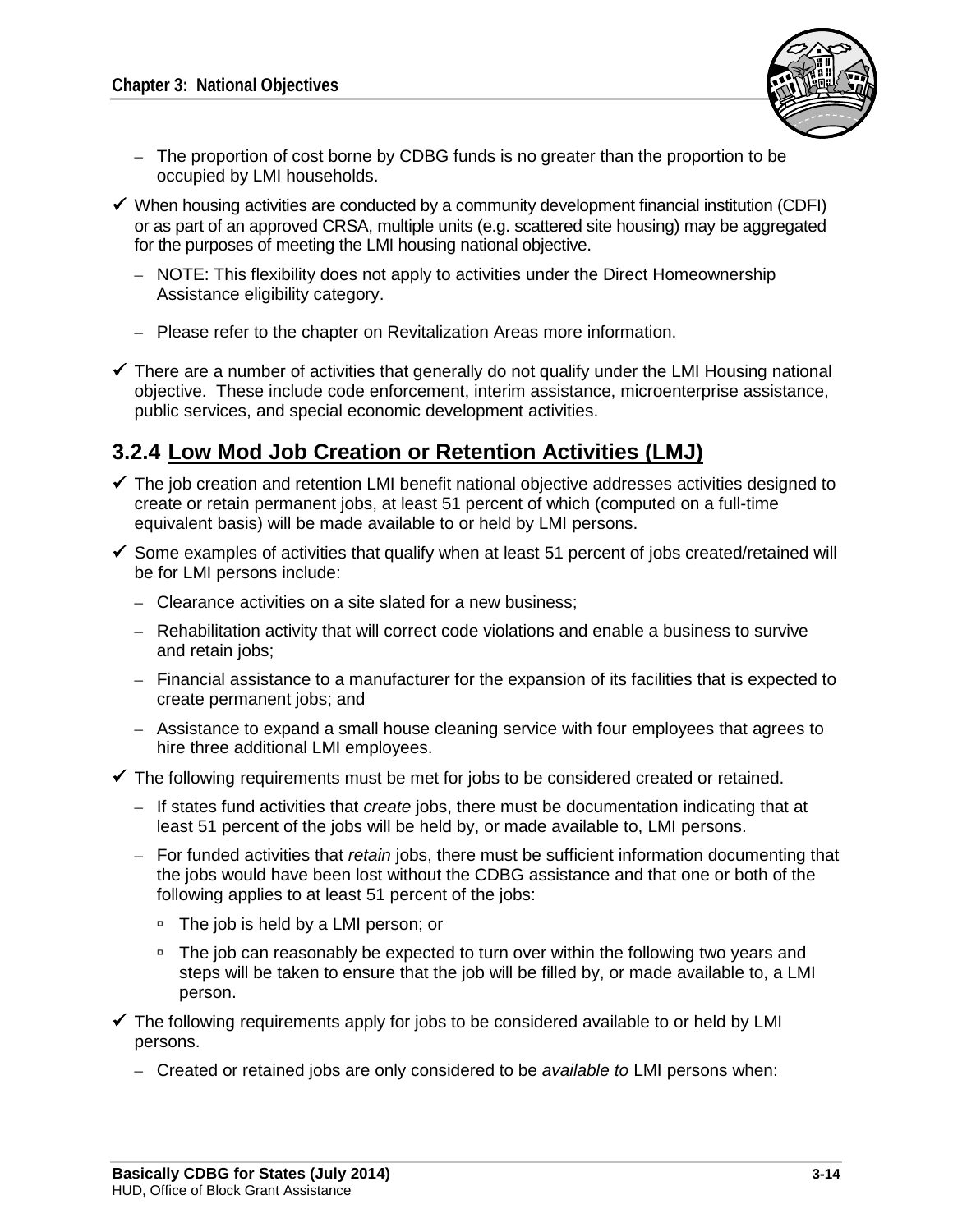- The proportion of cost borne by CDBG funds is no greater than the proportion to be occupied by LMI households.

- ✓ When housing activities are conducted by a community development financial institution (CDFI) or as part of an approved CRSA, multiple units (e.g. scattered site housing) may be aggregated for the purposes of meeting the LMI housing national objective.
  - NOTE: This flexibility does not apply to activities under the Direct Homeownership Assistance eligibility category.
  - Please refer to the chapter on Revitalization Areas more information.

- ✓ There are a number of activities that generally do not qualify under the LMI Housing national objective. These include code enforcement, interim assistance, microenterprise assistance, public services, and special economic development activities.

### 3.2.4 Low Mod Job Creation or Retention Activities (LMJ)

- ✓ The job creation and retention LMI benefit national objective addresses activities designed to create or retain permanent jobs, at least 51 percent of which (computed on a full-time equivalent basis) will be made available to or held by LMI persons.

- ✓ Some examples of activities that qualify when at least 51 percent of jobs created/retained will be for LMI persons include:
  - Clearance activities on a site slated for a new business;
  - Rehabilitation activity that will correct code violations and enable a business to survive and retain jobs;
  - Financial assistance to a manufacturer for the expansion of its facilities that is expected to create permanent jobs; and
  - Assistance to expand a small house cleaning service with four employees that agrees to hire three additional LMI employees.

- ✓ The following requirements must be met for jobs to be considered created or retained.
  - If states fund activities that *create* jobs, there must be documentation indicating that at least 51 percent of the jobs will be held by, or made available to, LMI persons.
  - For funded activities that *retain* jobs, there must be sufficient information documenting that the jobs would have been lost without the CDBG assistance and that one or both of the following applies to at least 51 percent of the jobs:
    - The job is held by a LMI person; or
    - The job can reasonably be expected to turn over within the following two years and steps will be taken to ensure that the job will be filled by, or made available to, a LMI person.

- ✓ The following requirements apply for jobs to be considered available to or held by LMI persons.
  - Created or retained jobs are only considered to be *available to* LMI persons when: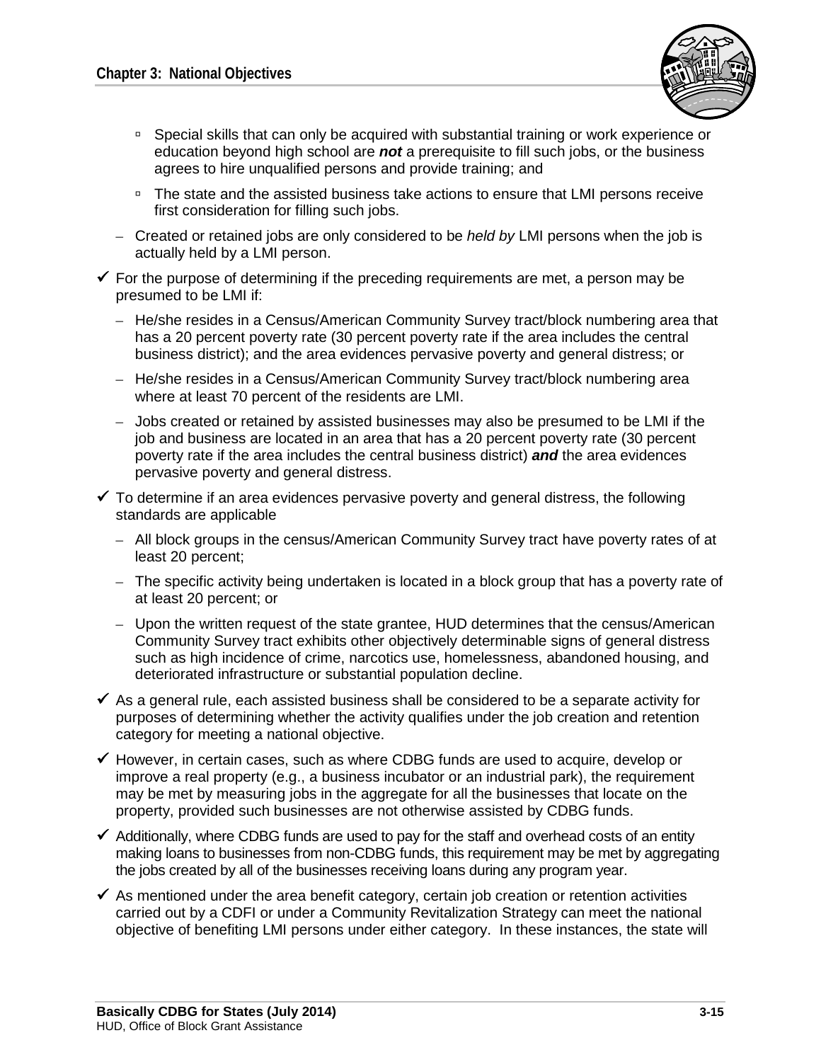- Special skills that can only be acquired with substantial training or work experience or education beyond high school are ***not*** a prerequisite to fill such jobs, or the business agrees to hire unqualified persons and provide training; and
        - The state and the assisted business take actions to ensure that LMI persons receive first consideration for filling such jobs.
    - Created or retained jobs are only considered to be *held by* LMI persons when the job is actually held by a LMI person.

- ✓ For the purpose of determining if the preceding requirements are met, a person may be presumed to be LMI if:
    - He/she resides in a Census/American Community Survey tract/block numbering area that has a 20 percent poverty rate (30 percent poverty rate if the area includes the central business district); and the area evidences pervasive poverty and general distress; or
    - He/she resides in a Census/American Community Survey tract/block numbering area where at least 70 percent of the residents are LMI.
    - Jobs created or retained by assisted businesses may also be presumed to be LMI if the job and business are located in an area that has a 20 percent poverty rate (30 percent poverty rate if the area includes the central business district) ***and*** the area evidences pervasive poverty and general distress.

- ✓ To determine if an area evidences pervasive poverty and general distress, the following standards are applicable
    - All block groups in the census/American Community Survey tract have poverty rates of at least 20 percent;
    - The specific activity being undertaken is located in a block group that has a poverty rate of at least 20 percent; or
    - Upon the written request of the state grantee, HUD determines that the census/American Community Survey tract exhibits other objectively determinable signs of general distress such as high incidence of crime, narcotics use, homelessness, abandoned housing, and deteriorated infrastructure or substantial population decline.

- ✓ As a general rule, each assisted business shall be considered to be a separate activity for purposes of determining whether the activity qualifies under the job creation and retention category for meeting a national objective.

- ✓ However, in certain cases, such as where CDBG funds are used to acquire, develop or improve a real property (e.g., a business incubator or an industrial park), the requirement may be met by measuring jobs in the aggregate for all the businesses that locate on the property, provided such businesses are not otherwise assisted by CDBG funds.

- ✓ Additionally, where CDBG funds are used to pay for the staff and overhead costs of an entity making loans to businesses from non-CDBG funds, this requirement may be met by aggregating the jobs created by all of the businesses receiving loans during any program year.

- ✓ As mentioned under the area benefit category, certain job creation or retention activities carried out by a CDFI or under a Community Revitalization Strategy can meet the national objective of benefiting LMI persons under either category. In these instances, the state will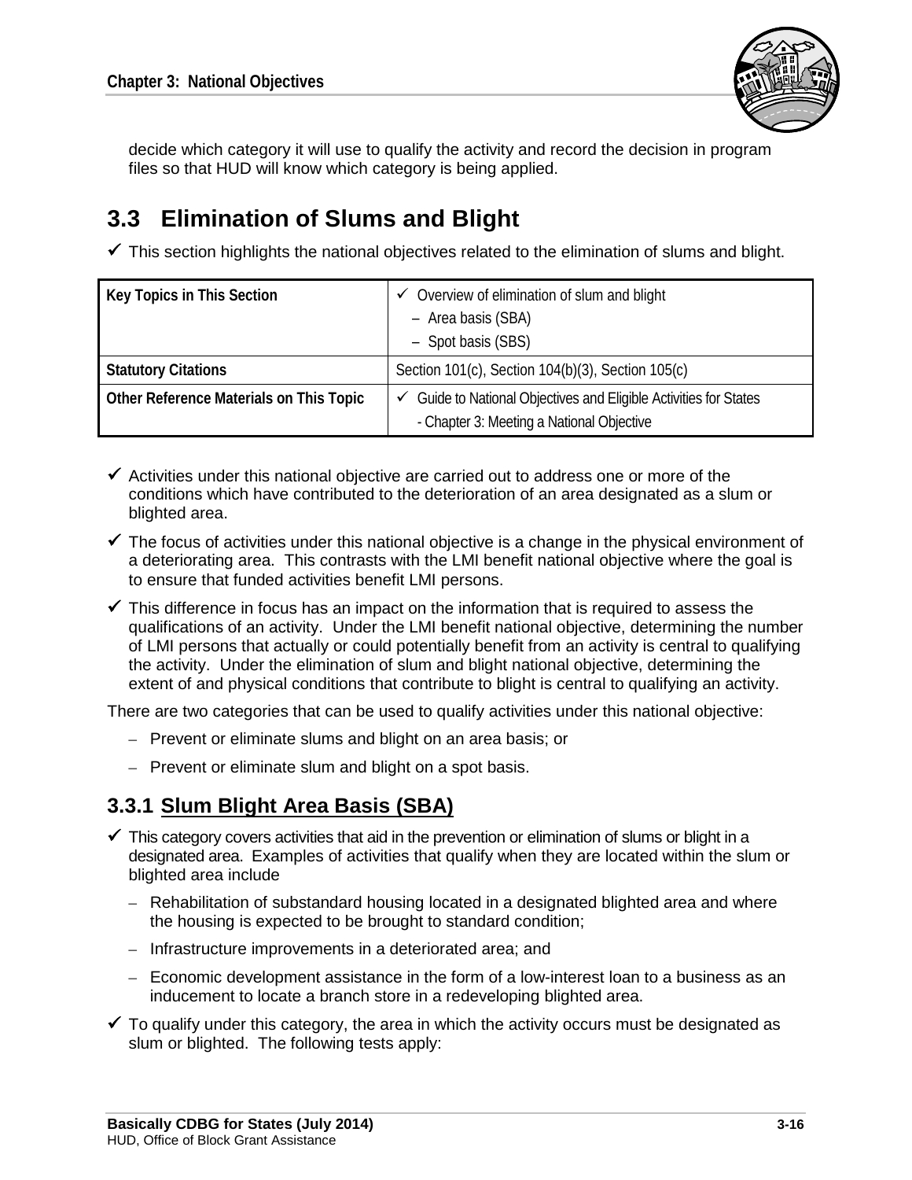decide which category it will use to qualify the activity and record the decision in program files so that HUD will know which category is being applied.

## 3.3 Elimination of Slums and Blight

✓ This section highlights the national objectives related to the elimination of slums and blight.

| | |
|---|---|
| **Key Topics in This Section** | ✓ Overview of elimination of slum and blight<br>– Area basis (SBA)<br>– Spot basis (SBS) |
| **Statutory Citations** | Section 101(c), Section 104(b)(3), Section 105(c) |
| **Other Reference Materials on This Topic** | ✓ Guide to National Objectives and Eligible Activities for States<br>- Chapter 3: Meeting a National Objective |

✓ Activities under this national objective are carried out to address one or more of the conditions which have contributed to the deterioration of an area designated as a slum or blighted area.

✓ The focus of activities under this national objective is a change in the physical environment of a deteriorating area. This contrasts with the LMI benefit national objective where the goal is to ensure that funded activities benefit LMI persons.

✓ This difference in focus has an impact on the information that is required to assess the qualifications of an activity. Under the LMI benefit national objective, determining the number of LMI persons that actually or could potentially benefit from an activity is central to qualifying the activity. Under the elimination of slum and blight national objective, determining the extent of and physical conditions that contribute to blight is central to qualifying an activity.

There are two categories that can be used to qualify activities under this national objective:

– Prevent or eliminate slums and blight on an area basis; or

– Prevent or eliminate slum and blight on a spot basis.

### 3.3.1 Slum Blight Area Basis (SBA)

✓ This category covers activities that aid in the prevention or elimination of slums or blight in a designated area. Examples of activities that qualify when they are located within the slum or blighted area include

– Rehabilitation of substandard housing located in a designated blighted area and where the housing is expected to be brought to standard condition;

– Infrastructure improvements in a deteriorated area; and

– Economic development assistance in the form of a low-interest loan to a business as an inducement to locate a branch store in a redeveloping blighted area.

✓ To qualify under this category, the area in which the activity occurs must be designated as slum or blighted. The following tests apply: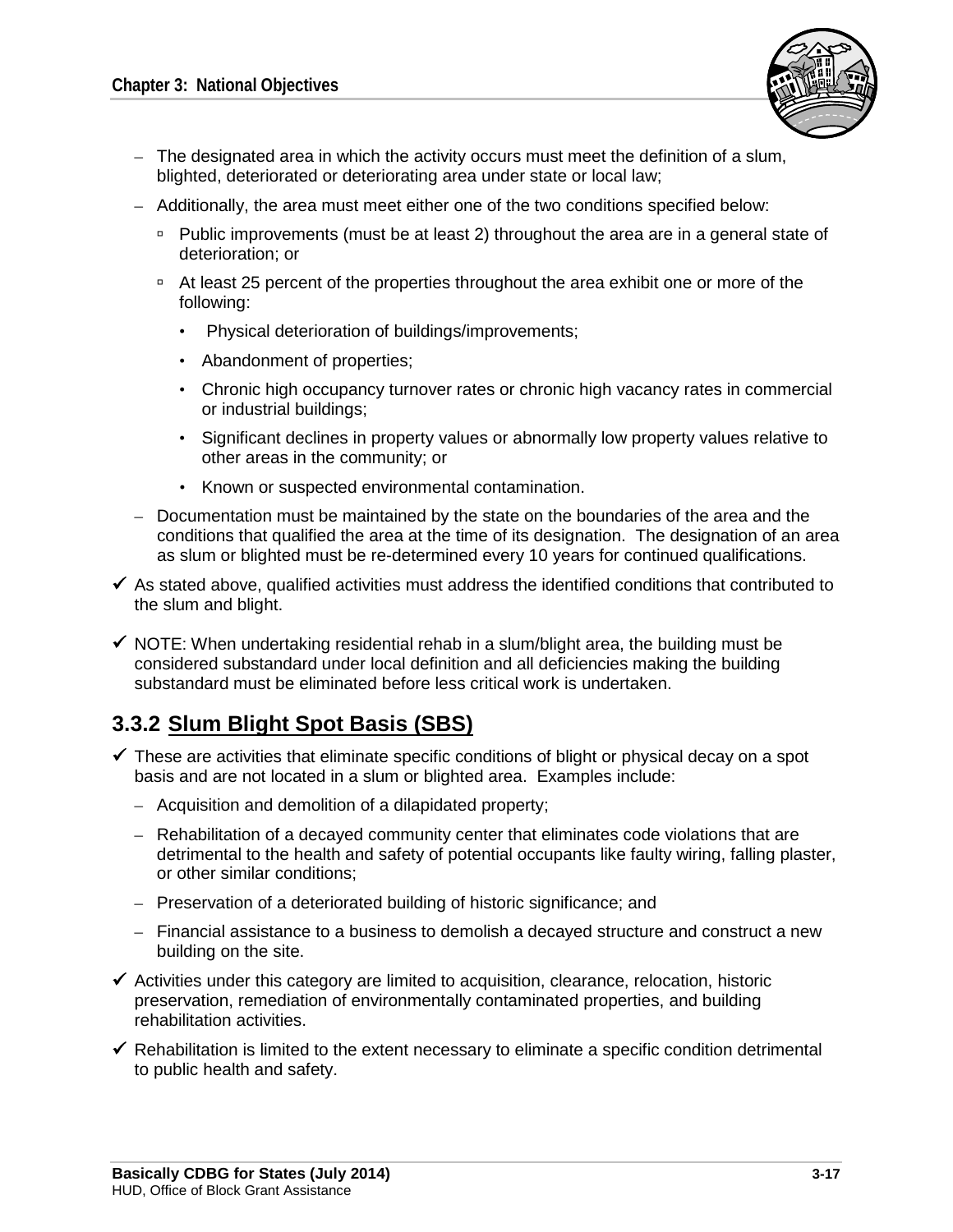- The designated area in which the activity occurs must meet the definition of a slum, blighted, deteriorated or deteriorating area under state or local law;
  - Additionally, the area must meet either one of the two conditions specified below:
    - Public improvements (must be at least 2) throughout the area are in a general state of deterioration; or
    - At least 25 percent of the properties throughout the area exhibit one or more of the following:
      - Physical deterioration of buildings/improvements;
      - Abandonment of properties;
      - Chronic high occupancy turnover rates or chronic high vacancy rates in commercial or industrial buildings;
      - Significant declines in property values or abnormally low property values relative to other areas in the community; or
      - Known or suspected environmental contamination.
  - Documentation must be maintained by the state on the boundaries of the area and the conditions that qualified the area at the time of its designation. The designation of an area as slum or blighted must be re-determined every 10 years for continued qualifications.

- ✓ As stated above, qualified activities must address the identified conditions that contributed to the slum and blight.
- ✓ NOTE: When undertaking residential rehab in a slum/blight area, the building must be considered substandard under local definition and all deficiencies making the building substandard must be eliminated before less critical work is undertaken.

### 3.3.2 Slum Blight Spot Basis (SBS)

- ✓ These are activities that eliminate specific conditions of blight or physical decay on a spot basis and are not located in a slum or blighted area. Examples include:
  - Acquisition and demolition of a dilapidated property;
  - Rehabilitation of a decayed community center that eliminates code violations that are detrimental to the health and safety of potential occupants like faulty wiring, falling plaster, or other similar conditions;
  - Preservation of a deteriorated building of historic significance; and
  - Financial assistance to a business to demolish a decayed structure and construct a new building on the site.
- ✓ Activities under this category are limited to acquisition, clearance, relocation, historic preservation, remediation of environmentally contaminated properties, and building rehabilitation activities.
- ✓ Rehabilitation is limited to the extent necessary to eliminate a specific condition detrimental to public health and safety.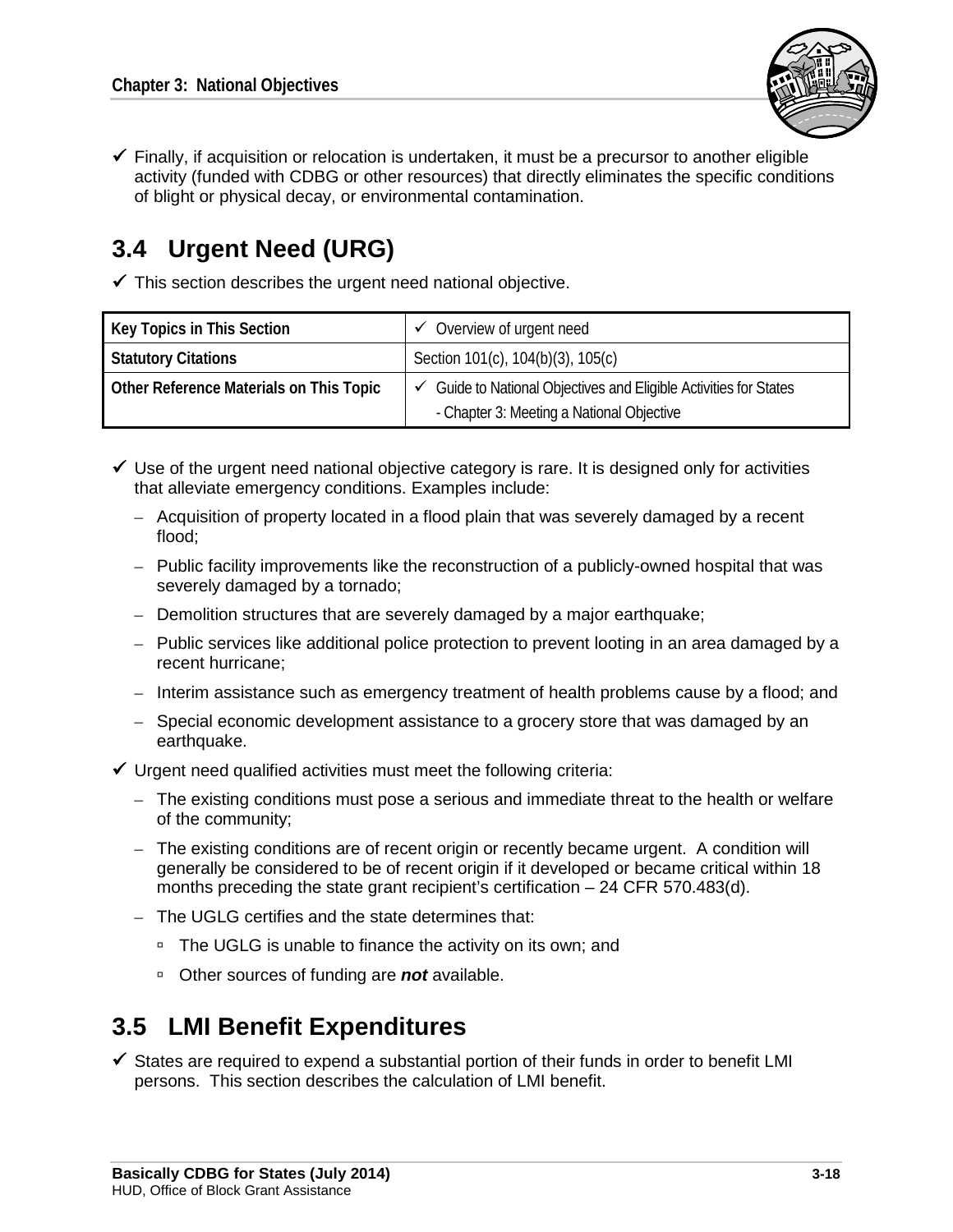- ✓ Finally, if acquisition or relocation is undertaken, it must be a precursor to another eligible activity (funded with CDBG or other resources) that directly eliminates the specific conditions of blight or physical decay, or environmental contamination.

## 3.4 Urgent Need (URG)

- ✓ This section describes the urgent need national objective.

| Key Topics in This Section | ✓ Overview of urgent need |
|---|---|
| Statutory Citations | Section 101(c), 104(b)(3), 105(c) |
| Other Reference Materials on This Topic | ✓ Guide to National Objectives and Eligible Activities for States - Chapter 3: Meeting a National Objective |

- ✓ Use of the urgent need national objective category is rare. It is designed only for activities that alleviate emergency conditions. Examples include:
  - Acquisition of property located in a flood plain that was severely damaged by a recent flood;
  - Public facility improvements like the reconstruction of a publicly-owned hospital that was severely damaged by a tornado;
  - Demolition structures that are severely damaged by a major earthquake;
  - Public services like additional police protection to prevent looting in an area damaged by a recent hurricane;
  - Interim assistance such as emergency treatment of health problems cause by a flood; and
  - Special economic development assistance to a grocery store that was damaged by an earthquake.
- ✓ Urgent need qualified activities must meet the following criteria:
  - The existing conditions must pose a serious and immediate threat to the health or welfare of the community;
  - The existing conditions are of recent origin or recently became urgent. A condition will generally be considered to be of recent origin if it developed or became critical within 18 months preceding the state grant recipient's certification – 24 CFR 570.483(d).
  - The UGLG certifies and the state determines that:
    - The UGLG is unable to finance the activity on its own; and
    - Other sources of funding are ***not*** available.

## 3.5 LMI Benefit Expenditures

- ✓ States are required to expend a substantial portion of their funds in order to benefit LMI persons. This section describes the calculation of LMI benefit.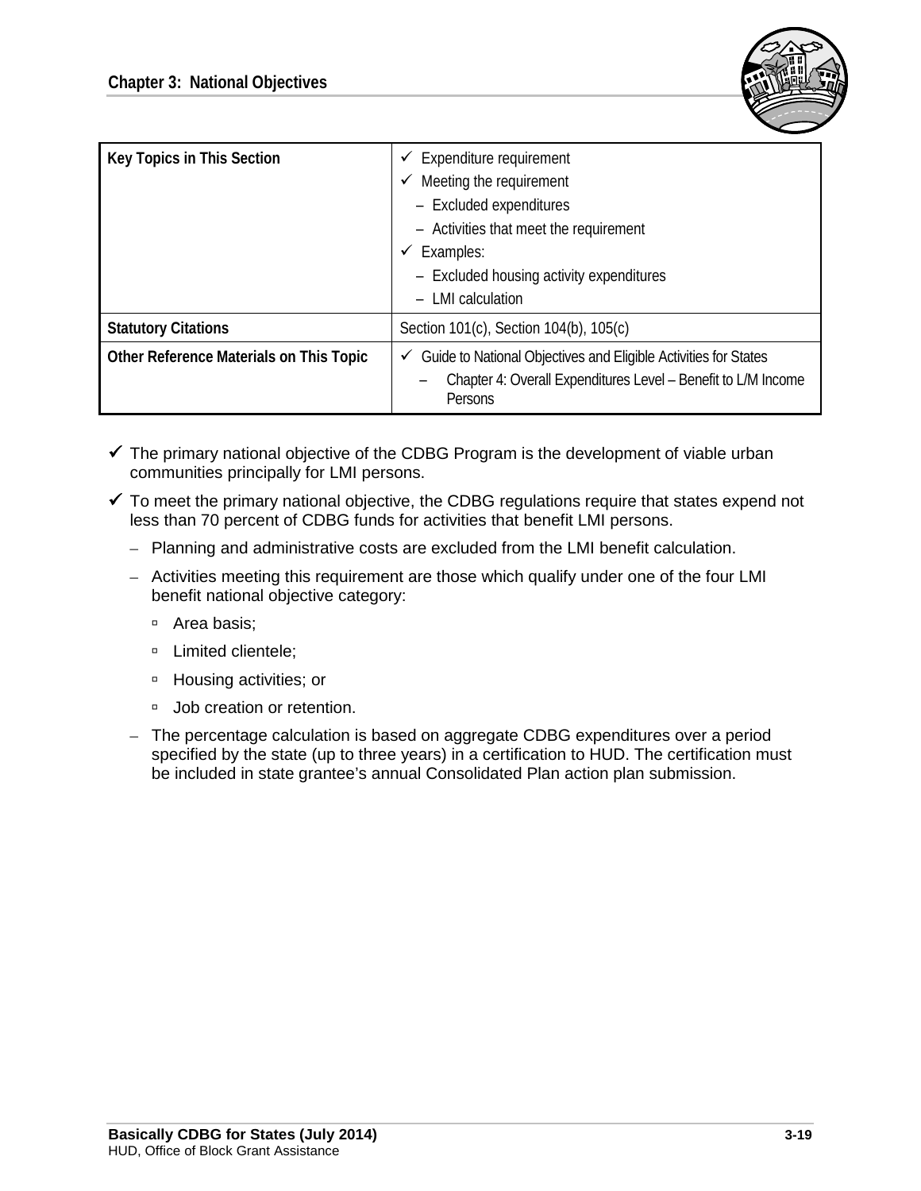| | |
|---|---|
| **Key Topics in This Section** | ✓ Expenditure requirement<br>✓ Meeting the requirement<br>– Excluded expenditures<br>– Activities that meet the requirement<br>✓ Examples:<br>– Excluded housing activity expenditures<br>– LMI calculation |
| **Statutory Citations** | Section 101(c), Section 104(b), 105(c) |
| **Other Reference Materials on This Topic** | ✓ Guide to National Objectives and Eligible Activities for States<br>– Chapter 4: Overall Expenditures Level – Benefit to L/M Income Persons |

- ✓ The primary national objective of the CDBG Program is the development of viable urban communities principally for LMI persons.
- ✓ To meet the primary national objective, the CDBG regulations require that states expend not less than 70 percent of CDBG funds for activities that benefit LMI persons.
  - Planning and administrative costs are excluded from the LMI benefit calculation.
  - Activities meeting this requirement are those which qualify under one of the four LMI benefit national objective category:
    - Area basis;
    - Limited clientele;
    - Housing activities; or
    - Job creation or retention.
  - The percentage calculation is based on aggregate CDBG expenditures over a period specified by the state (up to three years) in a certification to HUD. The certification must be included in state grantee's annual Consolidated Plan action plan submission.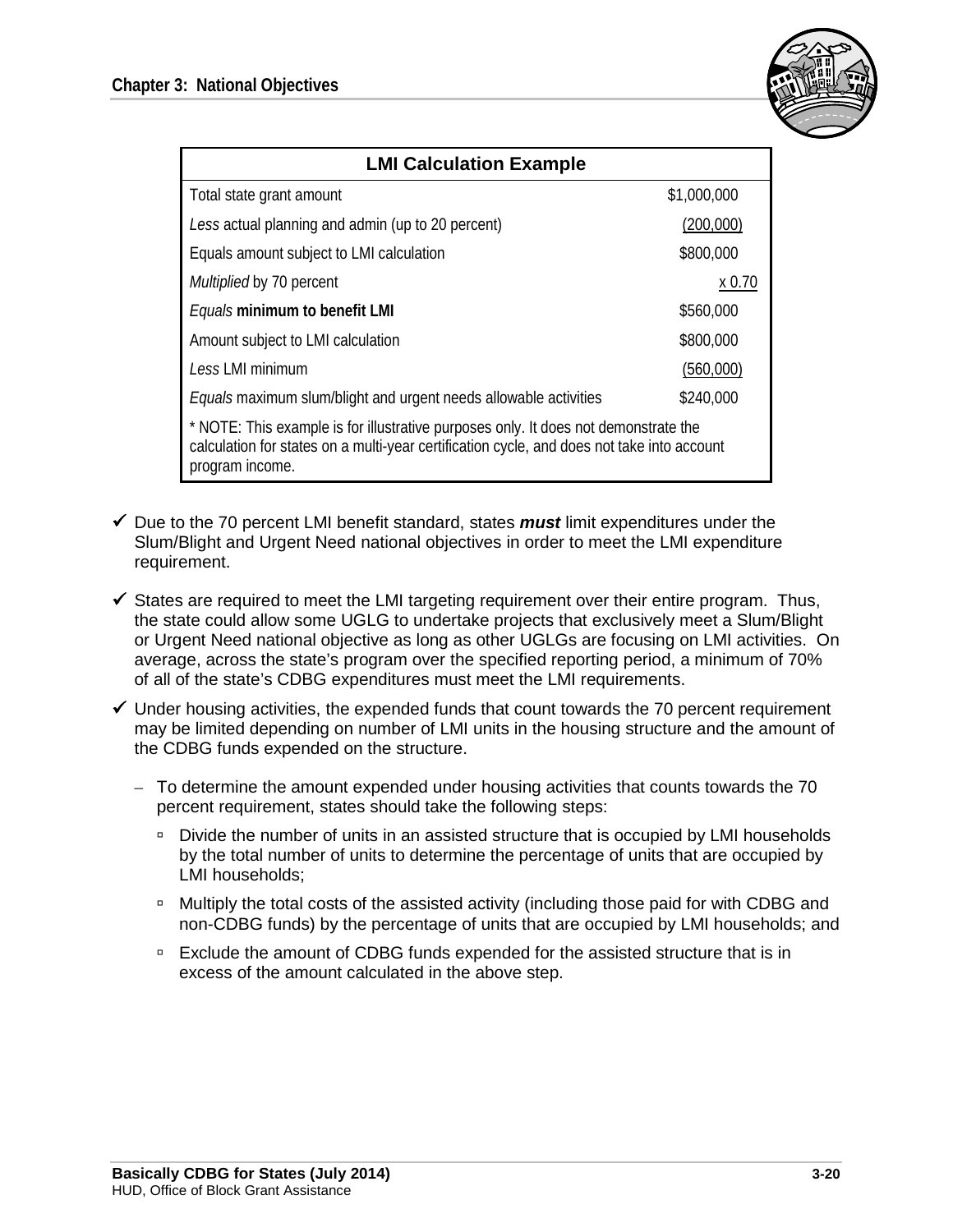| LMI Calculation Example | |
|---|---|
| Total state grant amount | $1,000,000 |
| *Less* actual planning and admin (up to 20 percent) | (200,000) |
| Equals amount subject to LMI calculation | $800,000 |
| *Multiplied* by 70 percent | x 0.70 |
| *Equals* **minimum to benefit LMI** | $560,000 |
| Amount subject to LMI calculation | $800,000 |
| *Less* LMI minimum | (560,000) |
| *Equals* maximum slum/blight and urgent needs allowable activities | $240,000 |
| * NOTE: This example is for illustrative purposes only. It does not demonstrate the calculation for states on a multi-year certification cycle, and does not take into account program income. | |

- ✓ Due to the 70 percent LMI benefit standard, states ***must*** limit expenditures under the Slum/Blight and Urgent Need national objectives in order to meet the LMI expenditure requirement.
- ✓ States are required to meet the LMI targeting requirement over their entire program. Thus, the state could allow some UGLG to undertake projects that exclusively meet a Slum/Blight or Urgent Need national objective as long as other UGLGs are focusing on LMI activities. On average, across the state's program over the specified reporting period, a minimum of 70% of all of the state's CDBG expenditures must meet the LMI requirements.
- ✓ Under housing activities, the expended funds that count towards the 70 percent requirement may be limited depending on number of LMI units in the housing structure and the amount of the CDBG funds expended on the structure.
  - To determine the amount expended under housing activities that counts towards the 70 percent requirement, states should take the following steps:
    - Divide the number of units in an assisted structure that is occupied by LMI households by the total number of units to determine the percentage of units that are occupied by LMI households;
    - Multiply the total costs of the assisted activity (including those paid for with CDBG and non-CDBG funds) by the percentage of units that are occupied by LMI households; and
    - Exclude the amount of CDBG funds expended for the assisted structure that is in excess of the amount calculated in the above step.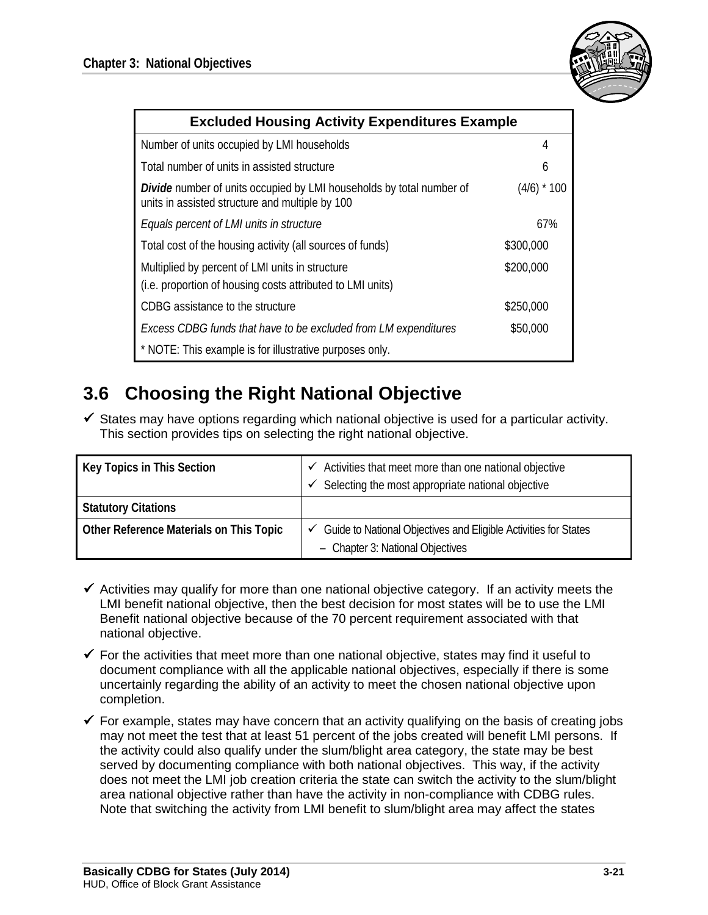| Excluded Housing Activity Expenditures Example | |
|---|---|
| Number of units occupied by LMI households | 4 |
| Total number of units in assisted structure | 6 |
| ***Divide*** number of units occupied by LMI households by total number of units in assisted structure and multiple by 100 | (4/6) * 100 |
| *Equals percent of LMI units in structure* | 67% |
| Total cost of the housing activity (all sources of funds) | $300,000 |
| Multiplied by percent of LMI units in structure (i.e. proportion of housing costs attributed to LMI units) | $200,000 |
| CDBG assistance to the structure | $250,000 |
| *Excess CDBG funds that have to be excluded from LM expenditures* | $50,000 |
| * NOTE: This example is for illustrative purposes only. | |

## 3.6 Choosing the Right National Objective

- ✓ States may have options regarding which national objective is used for a particular activity. This section provides tips on selecting the right national objective.

| Key Topics in This Section | ✓ Activities that meet more than one national objective<br>✓ Selecting the most appropriate national objective |
|---|---|
| **Statutory Citations** | |
| **Other Reference Materials on This Topic** | ✓ Guide to National Objectives and Eligible Activities for States<br>– Chapter 3: National Objectives |

- ✓ Activities may qualify for more than one national objective category. If an activity meets the LMI benefit national objective, then the best decision for most states will be to use the LMI Benefit national objective because of the 70 percent requirement associated with that national objective.
- ✓ For the activities that meet more than one national objective, states may find it useful to document compliance with all the applicable national objectives, especially if there is some uncertainly regarding the ability of an activity to meet the chosen national objective upon completion.
- ✓ For example, states may have concern that an activity qualifying on the basis of creating jobs may not meet the test that at least 51 percent of the jobs created will benefit LMI persons. If the activity could also qualify under the slum/blight area category, the state may be best served by documenting compliance with both national objectives. This way, if the activity does not meet the LMI job creation criteria the state can switch the activity to the slum/blight area national objective rather than have the activity in non-compliance with CDBG rules. Note that switching the activity from LMI benefit to slum/blight area may affect the states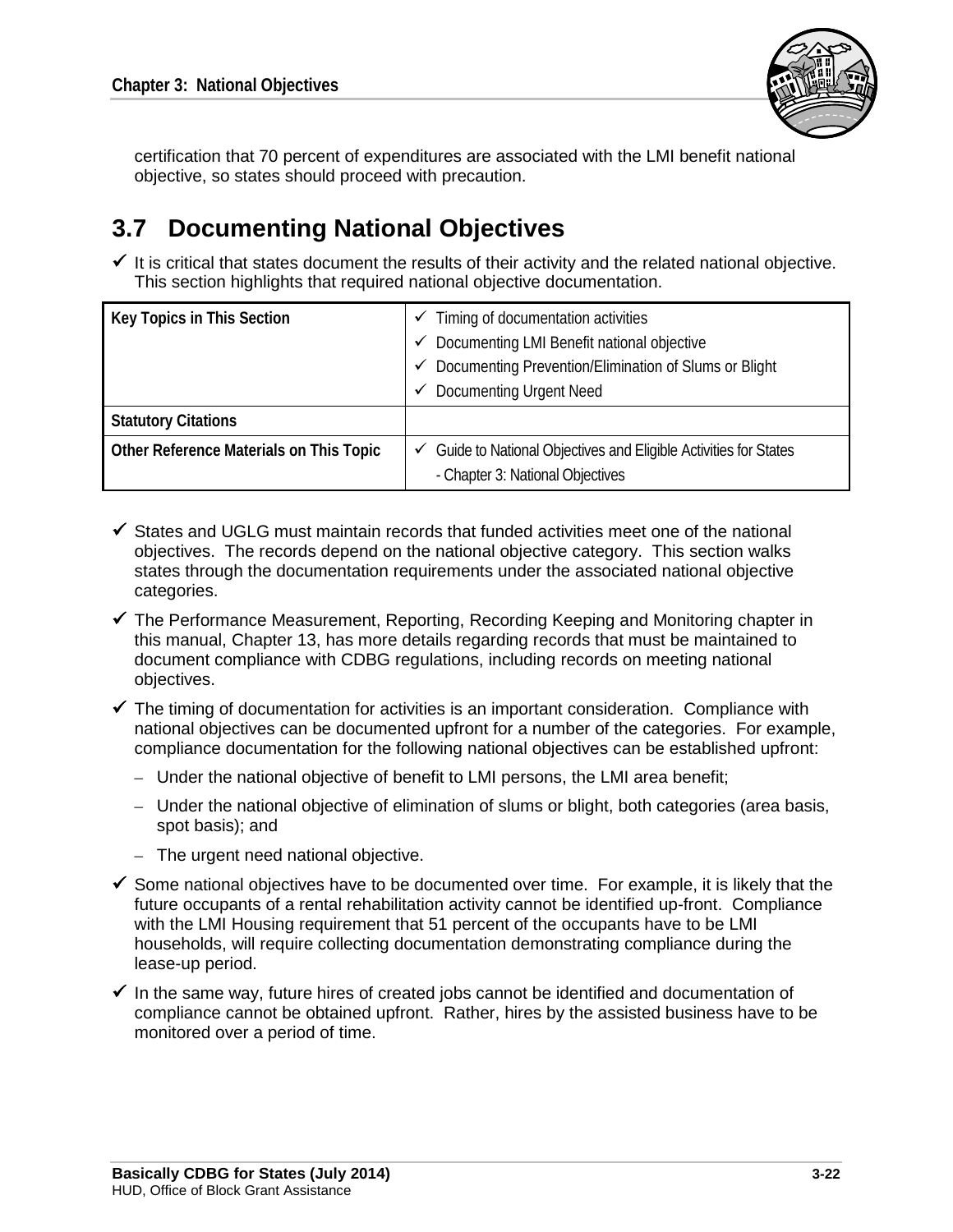certification that 70 percent of expenditures are associated with the LMI benefit national objective, so states should proceed with precaution.

## 3.7 Documenting National Objectives

- ✓ It is critical that states document the results of their activity and the related national objective. This section highlights that required national objective documentation.

| Key Topics in This Section | ✓ Timing of documentation activities<br>✓ Documenting LMI Benefit national objective<br>✓ Documenting Prevention/Elimination of Slums or Blight<br>✓ Documenting Urgent Need |
|---|---|
| **Statutory Citations** | |
| **Other Reference Materials on This Topic** | ✓ Guide to National Objectives and Eligible Activities for States - Chapter 3: National Objectives |

- ✓ States and UGLG must maintain records that funded activities meet one of the national objectives. The records depend on the national objective category. This section walks states through the documentation requirements under the associated national objective categories.
- ✓ The Performance Measurement, Reporting, Recording Keeping and Monitoring chapter in this manual, Chapter 13, has more details regarding records that must be maintained to document compliance with CDBG regulations, including records on meeting national objectives.
- ✓ The timing of documentation for activities is an important consideration. Compliance with national objectives can be documented upfront for a number of the categories. For example, compliance documentation for the following national objectives can be established upfront:
  - Under the national objective of benefit to LMI persons, the LMI area benefit;
  - Under the national objective of elimination of slums or blight, both categories (area basis, spot basis); and
  - The urgent need national objective.
- ✓ Some national objectives have to be documented over time. For example, it is likely that the future occupants of a rental rehabilitation activity cannot be identified up-front. Compliance with the LMI Housing requirement that 51 percent of the occupants have to be LMI households, will require collecting documentation demonstrating compliance during the lease-up period.
- ✓ In the same way, future hires of created jobs cannot be identified and documentation of compliance cannot be obtained upfront. Rather, hires by the assisted business have to be monitored over a period of time.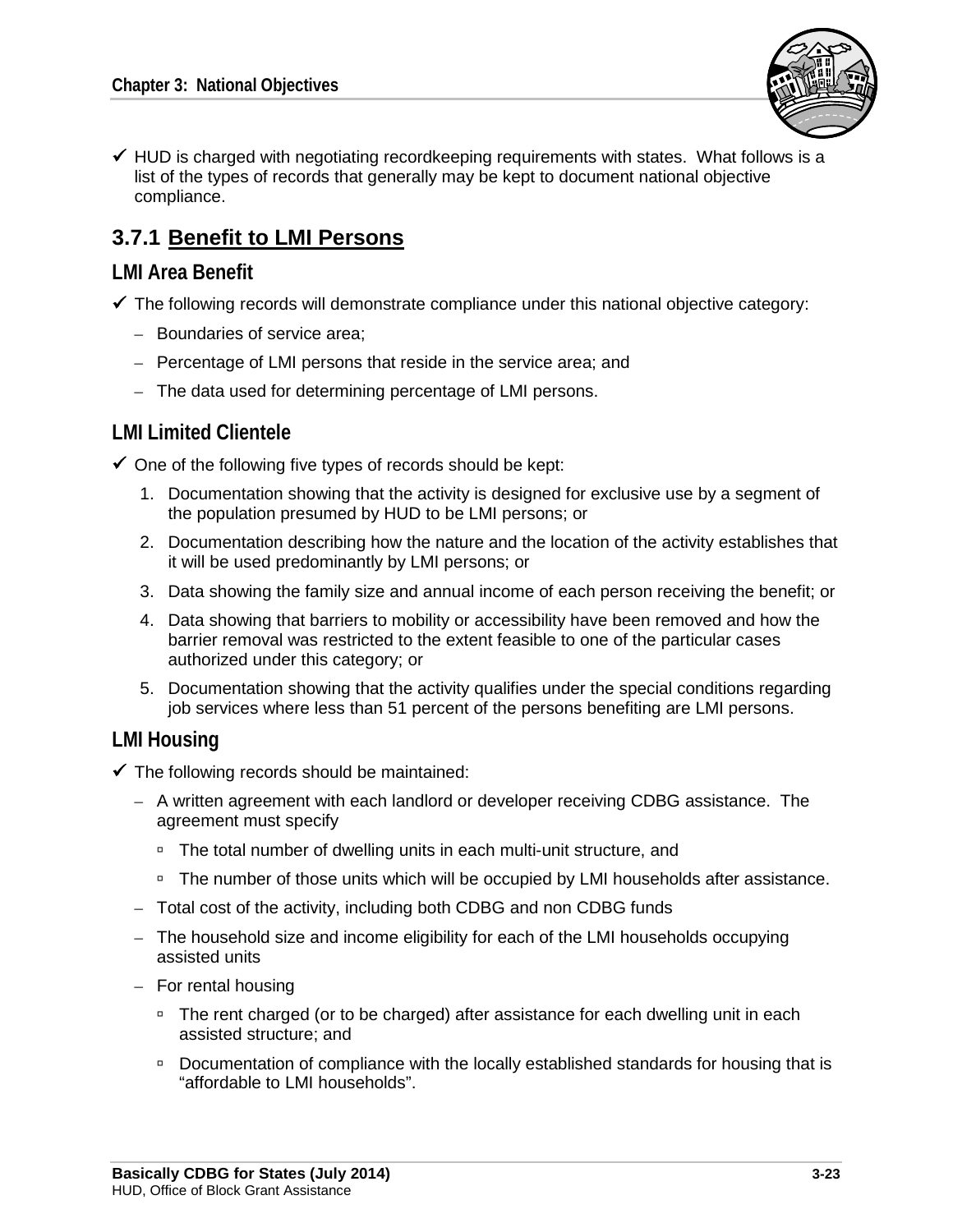- ✓ HUD is charged with negotiating recordkeeping requirements with states. What follows is a list of the types of records that generally may be kept to document national objective compliance.

## 3.7.1 Benefit to LMI Persons

### LMI Area Benefit

- ✓ The following records will demonstrate compliance under this national objective category:
  - Boundaries of service area;
  - Percentage of LMI persons that reside in the service area; and
  - The data used for determining percentage of LMI persons.

### LMI Limited Clientele

- ✓ One of the following five types of records should be kept:
  1. Documentation showing that the activity is designed for exclusive use by a segment of the population presumed by HUD to be LMI persons; or
  2. Documentation describing how the nature and the location of the activity establishes that it will be used predominantly by LMI persons; or
  3. Data showing the family size and annual income of each person receiving the benefit; or
  4. Data showing that barriers to mobility or accessibility have been removed and how the barrier removal was restricted to the extent feasible to one of the particular cases authorized under this category; or
  5. Documentation showing that the activity qualifies under the special conditions regarding job services where less than 51 percent of the persons benefiting are LMI persons.

### LMI Housing

- ✓ The following records should be maintained:
  - A written agreement with each landlord or developer receiving CDBG assistance. The agreement must specify
    - The total number of dwelling units in each multi-unit structure, and
    - The number of those units which will be occupied by LMI households after assistance.
  - Total cost of the activity, including both CDBG and non CDBG funds
  - The household size and income eligibility for each of the LMI households occupying assisted units
  - For rental housing
    - The rent charged (or to be charged) after assistance for each dwelling unit in each assisted structure; and
    - Documentation of compliance with the locally established standards for housing that is "affordable to LMI households".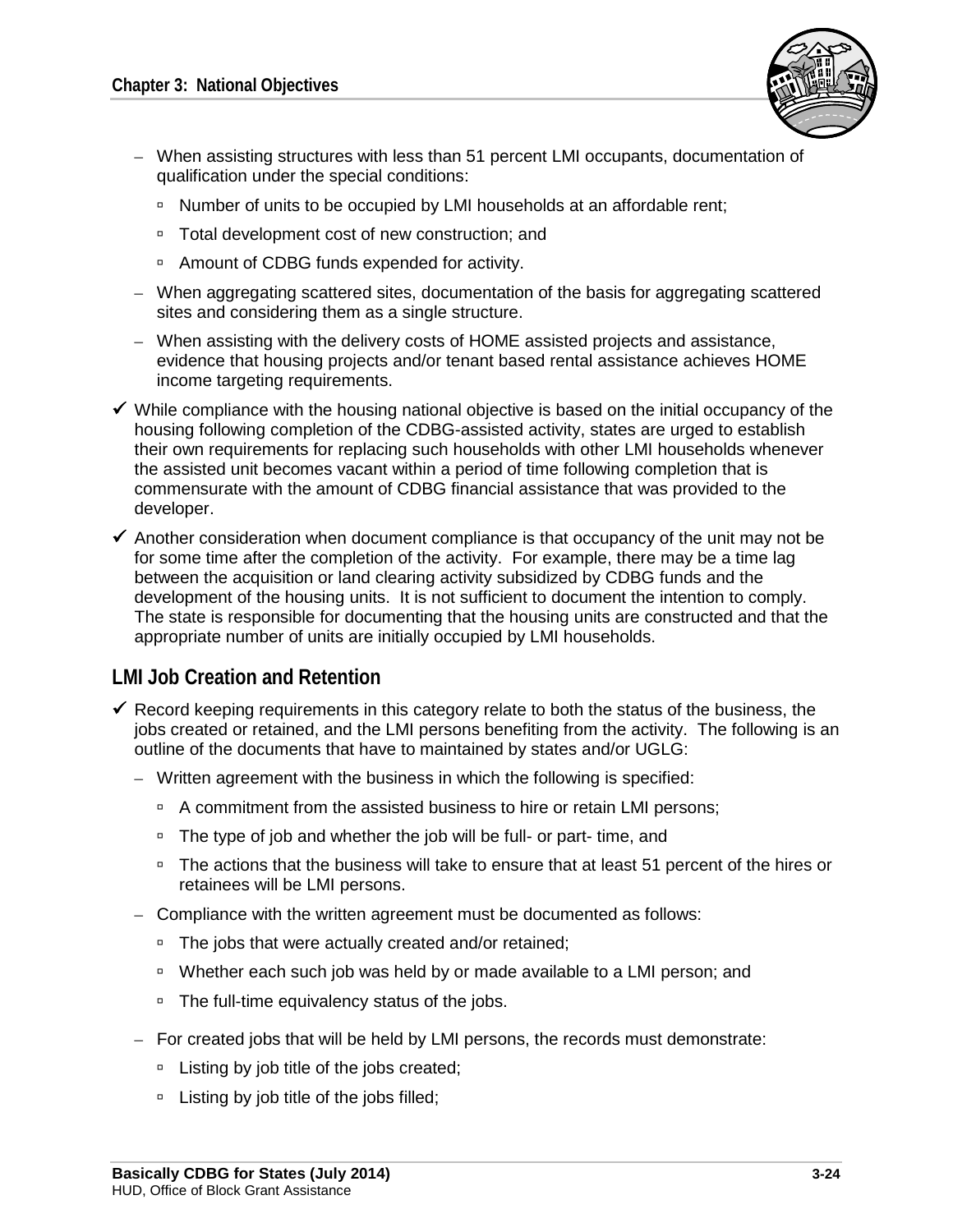- When assisting structures with less than 51 percent LMI occupants, documentation of qualification under the special conditions:
  - Number of units to be occupied by LMI households at an affordable rent;
  - Total development cost of new construction; and
  - Amount of CDBG funds expended for activity.
- When aggregating scattered sites, documentation of the basis for aggregating scattered sites and considering them as a single structure.
- When assisting with the delivery costs of HOME assisted projects and assistance, evidence that housing projects and/or tenant based rental assistance achieves HOME income targeting requirements.

✓ While compliance with the housing national objective is based on the initial occupancy of the housing following completion of the CDBG-assisted activity, states are urged to establish their own requirements for replacing such households with other LMI households whenever the assisted unit becomes vacant within a period of time following completion that is commensurate with the amount of CDBG financial assistance that was provided to the developer.

✓ Another consideration when document compliance is that occupancy of the unit may not be for some time after the completion of the activity. For example, there may be a time lag between the acquisition or land clearing activity subsidized by CDBG funds and the development of the housing units. It is not sufficient to document the intention to comply. The state is responsible for documenting that the housing units are constructed and that the appropriate number of units are initially occupied by LMI households.

## LMI Job Creation and Retention

✓ Record keeping requirements in this category relate to both the status of the business, the jobs created or retained, and the LMI persons benefiting from the activity. The following is an outline of the documents that have to maintained by states and/or UGLG:

- Written agreement with the business in which the following is specified:
  - A commitment from the assisted business to hire or retain LMI persons;
  - The type of job and whether the job will be full- or part- time, and
  - The actions that the business will take to ensure that at least 51 percent of the hires or retainees will be LMI persons.
- Compliance with the written agreement must be documented as follows:
  - The jobs that were actually created and/or retained;
  - Whether each such job was held by or made available to a LMI person; and
  - The full-time equivalency status of the jobs.
- For created jobs that will be held by LMI persons, the records must demonstrate:
  - Listing by job title of the jobs created;
  - Listing by job title of the jobs filled;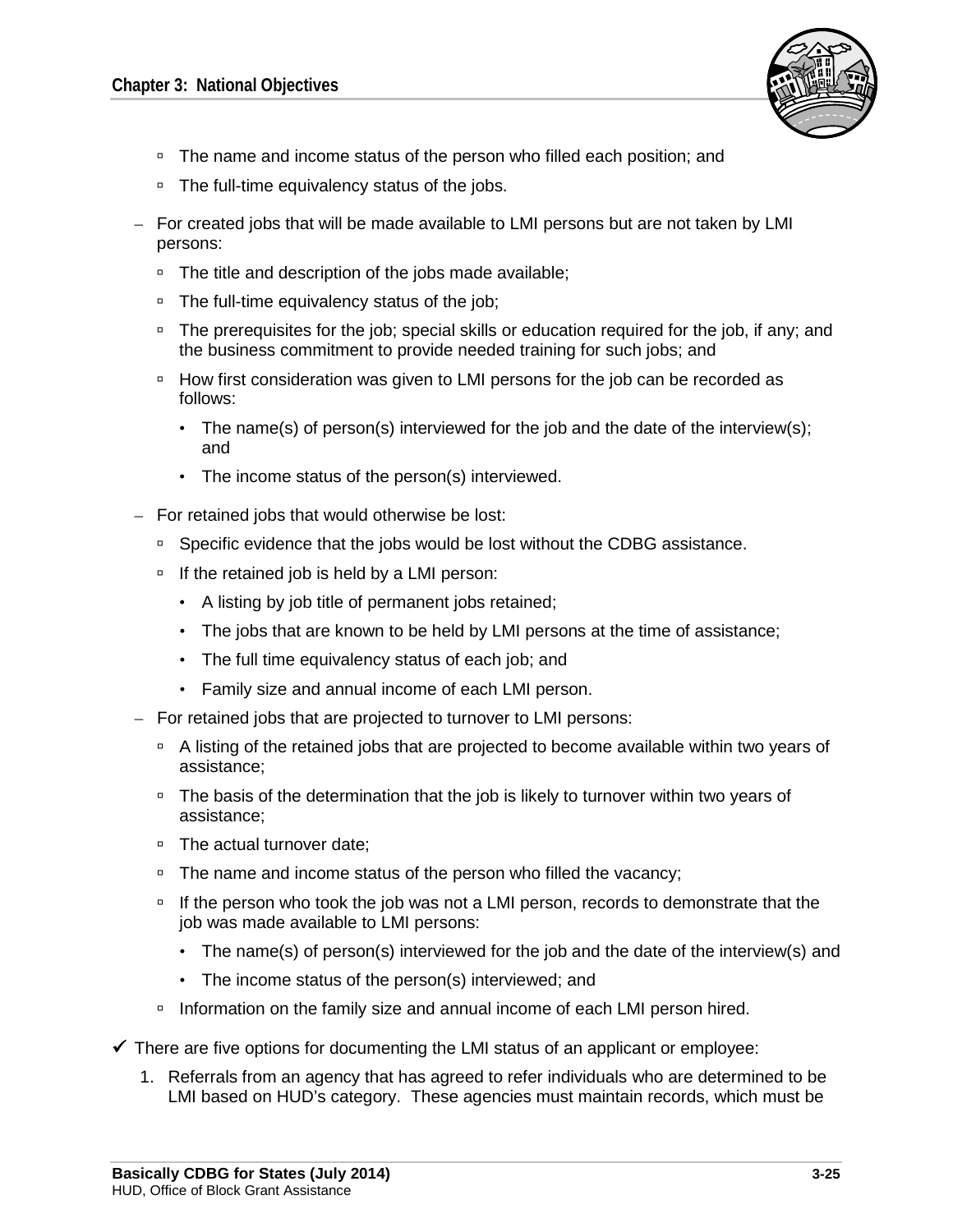- The name and income status of the person who filled each position; and
    - The full-time equivalency status of the jobs.
  - For created jobs that will be made available to LMI persons but are not taken by LMI persons:
    - The title and description of the jobs made available;
    - The full-time equivalency status of the job;
    - The prerequisites for the job; special skills or education required for the job, if any; and the business commitment to provide needed training for such jobs; and
    - How first consideration was given to LMI persons for the job can be recorded as follows:
      - The name(s) of person(s) interviewed for the job and the date of the interview(s); and
      - The income status of the person(s) interviewed.
  - For retained jobs that would otherwise be lost:
    - Specific evidence that the jobs would be lost without the CDBG assistance.
    - If the retained job is held by a LMI person:
      - A listing by job title of permanent jobs retained;
      - The jobs that are known to be held by LMI persons at the time of assistance;
      - The full time equivalency status of each job; and
      - Family size and annual income of each LMI person.
  - For retained jobs that are projected to turnover to LMI persons:
    - A listing of the retained jobs that are projected to become available within two years of assistance;
    - The basis of the determination that the job is likely to turnover within two years of assistance;
    - The actual turnover date;
    - The name and income status of the person who filled the vacancy;
    - If the person who took the job was not a LMI person, records to demonstrate that the job was made available to LMI persons:
      - The name(s) of person(s) interviewed for the job and the date of the interview(s) and
      - The income status of the person(s) interviewed; and
    - Information on the family size and annual income of each LMI person hired.

✓ There are five options for documenting the LMI status of an applicant or employee:

1. Referrals from an agency that has agreed to refer individuals who are determined to be LMI based on HUD's category. These agencies must maintain records, which must be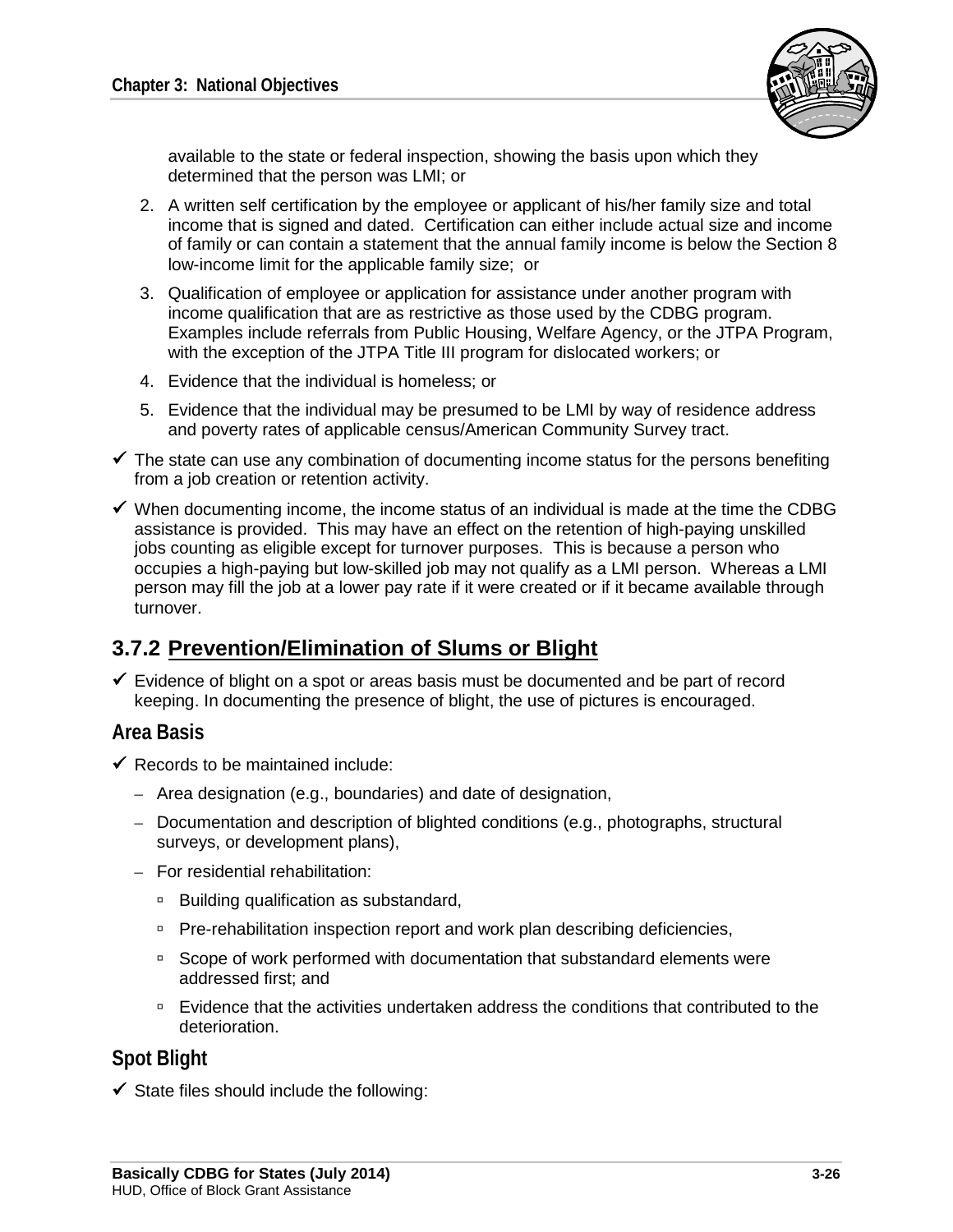available to the state or federal inspection, showing the basis upon which they determined that the person was LMI; or

2. A written self certification by the employee or applicant of his/her family size and total income that is signed and dated. Certification can either include actual size and income of family or can contain a statement that the annual family income is below the Section 8 low-income limit for the applicable family size; or
3. Qualification of employee or application for assistance under another program with income qualification that are as restrictive as those used by the CDBG program. Examples include referrals from Public Housing, Welfare Agency, or the JTPA Program, with the exception of the JTPA Title III program for dislocated workers; or
4. Evidence that the individual is homeless; or
5. Evidence that the individual may be presumed to be LMI by way of residence address and poverty rates of applicable census/American Community Survey tract.

- ✓ The state can use any combination of documenting income status for the persons benefiting from a job creation or retention activity.
- ✓ When documenting income, the income status of an individual is made at the time the CDBG assistance is provided. This may have an effect on the retention of high-paying unskilled jobs counting as eligible except for turnover purposes. This is because a person who occupies a high-paying but low-skilled job may not qualify as a LMI person. Whereas a LMI person may fill the job at a lower pay rate if it were created or if it became available through turnover.

## 3.7.2 Prevention/Elimination of Slums or Blight

- ✓ Evidence of blight on a spot or areas basis must be documented and be part of record keeping. In documenting the presence of blight, the use of pictures is encouraged.

### Area Basis

- ✓ Records to be maintained include:
  - Area designation (e.g., boundaries) and date of designation,
  - Documentation and description of blighted conditions (e.g., photographs, structural surveys, or development plans),
  - For residential rehabilitation:
    - Building qualification as substandard,
    - Pre-rehabilitation inspection report and work plan describing deficiencies,
    - Scope of work performed with documentation that substandard elements were addressed first; and
    - Evidence that the activities undertaken address the conditions that contributed to the deterioration.

### Spot Blight

- ✓ State files should include the following: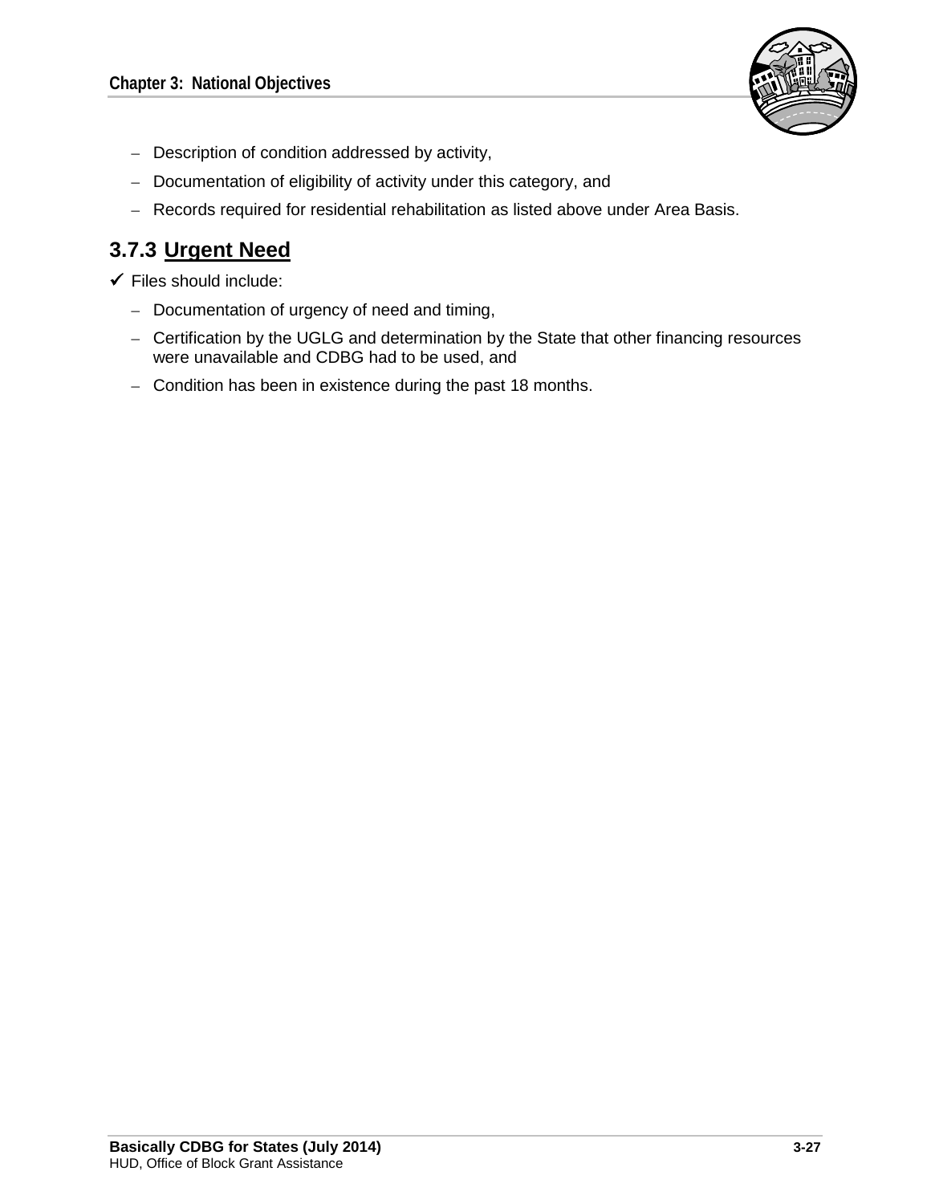- Description of condition addressed by activity,
- Documentation of eligibility of activity under this category, and
- Records required for residential rehabilitation as listed above under Area Basis.

### 3.7.3 Urgent Need

✓ Files should include:

- Documentation of urgency of need and timing,
- Certification by the UGLG and determination by the State that other financing resources were unavailable and CDBG had to be used, and
- Condition has been in existence during the past 18 months.